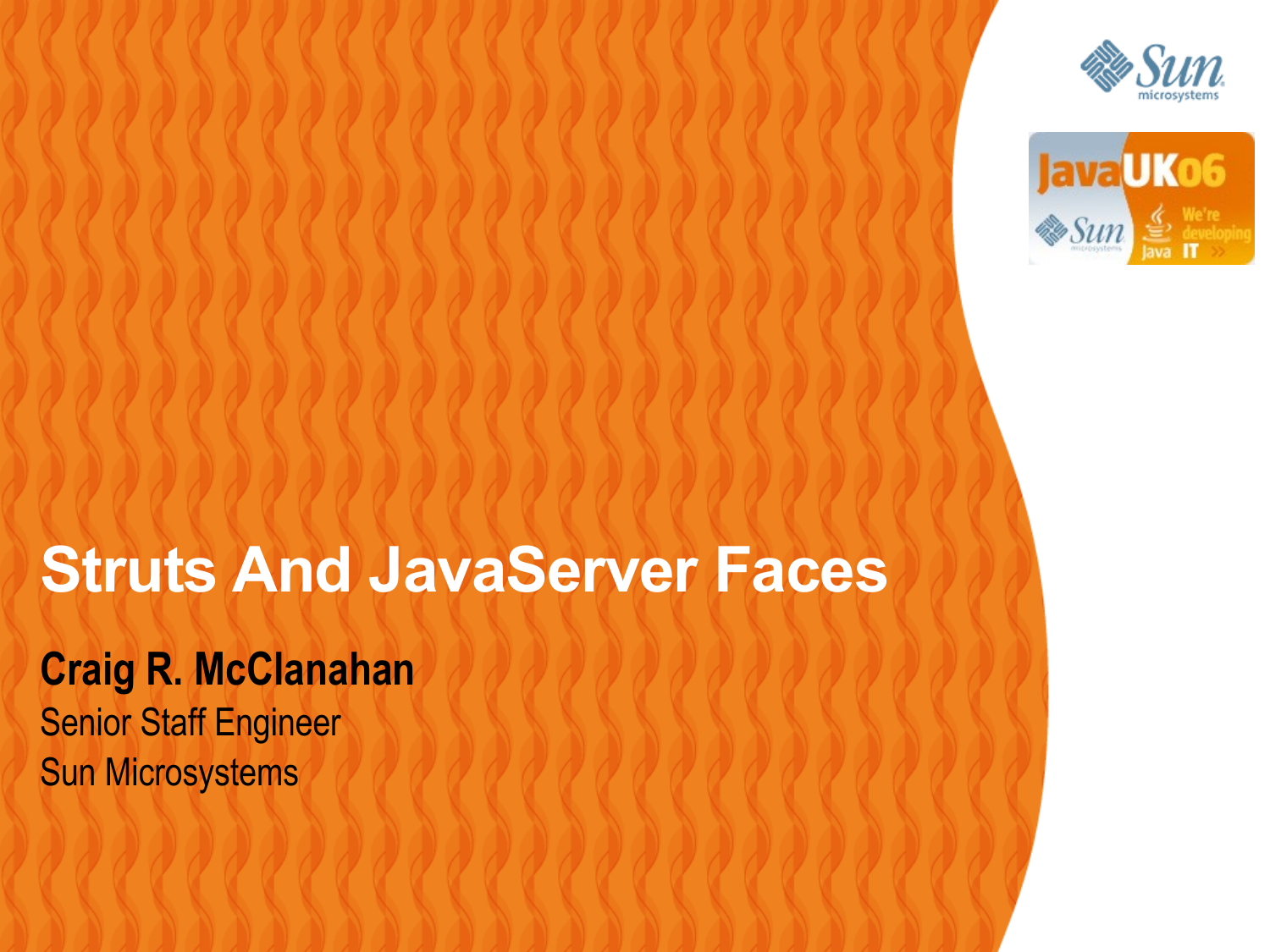# Struts And JavaServer Faces

**Craig R. McClanahan**

Senior Staff Engineer

Sun Microsystems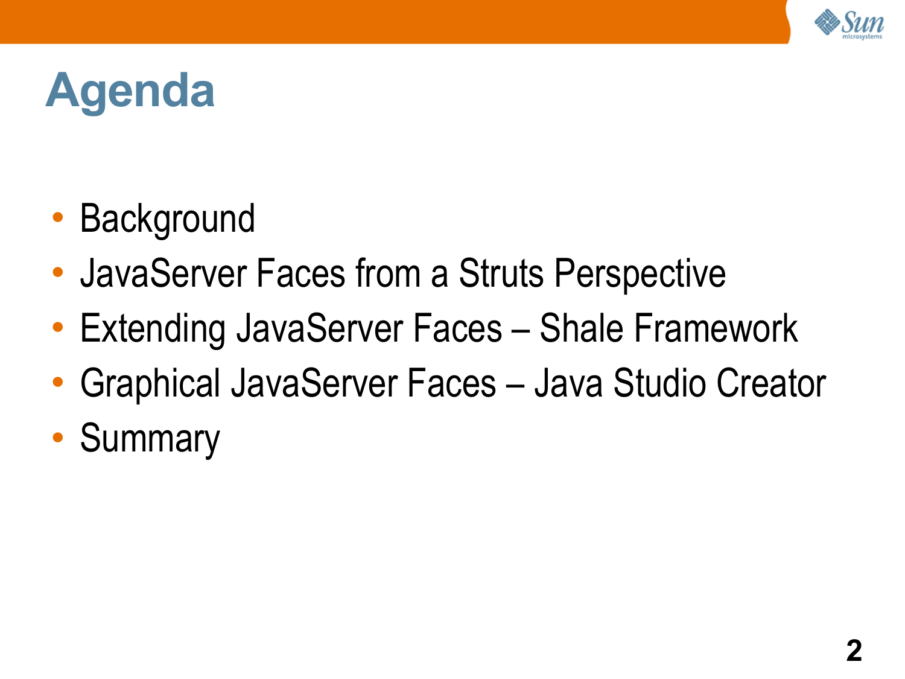# Agenda

- Background
- JavaServer Faces from a Struts Perspective
- Extending JavaServer Faces – Shale Framework
- Graphical JavaServer Faces – Java Studio Creator
- Summary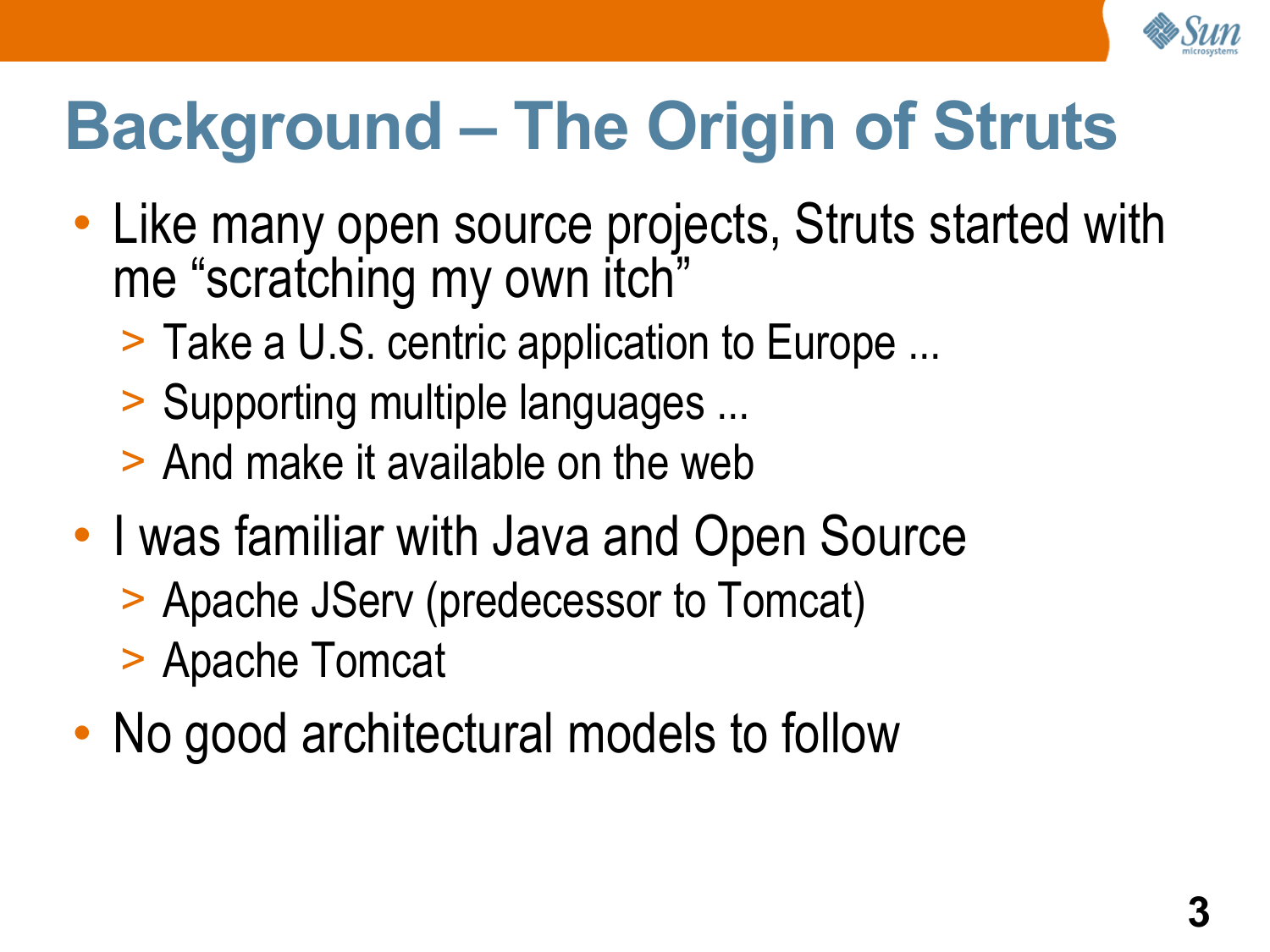# Background – The Origin of Struts

- Like many open source projects, Struts started with me "scratching my own itch"
  - Take a U.S. centric application to Europe ...
  - Supporting multiple languages ...
  - And make it available on the web
- I was familiar with Java and Open Source
  - Apache JServ (predecessor to Tomcat)
  - Apache Tomcat
- No good architectural models to follow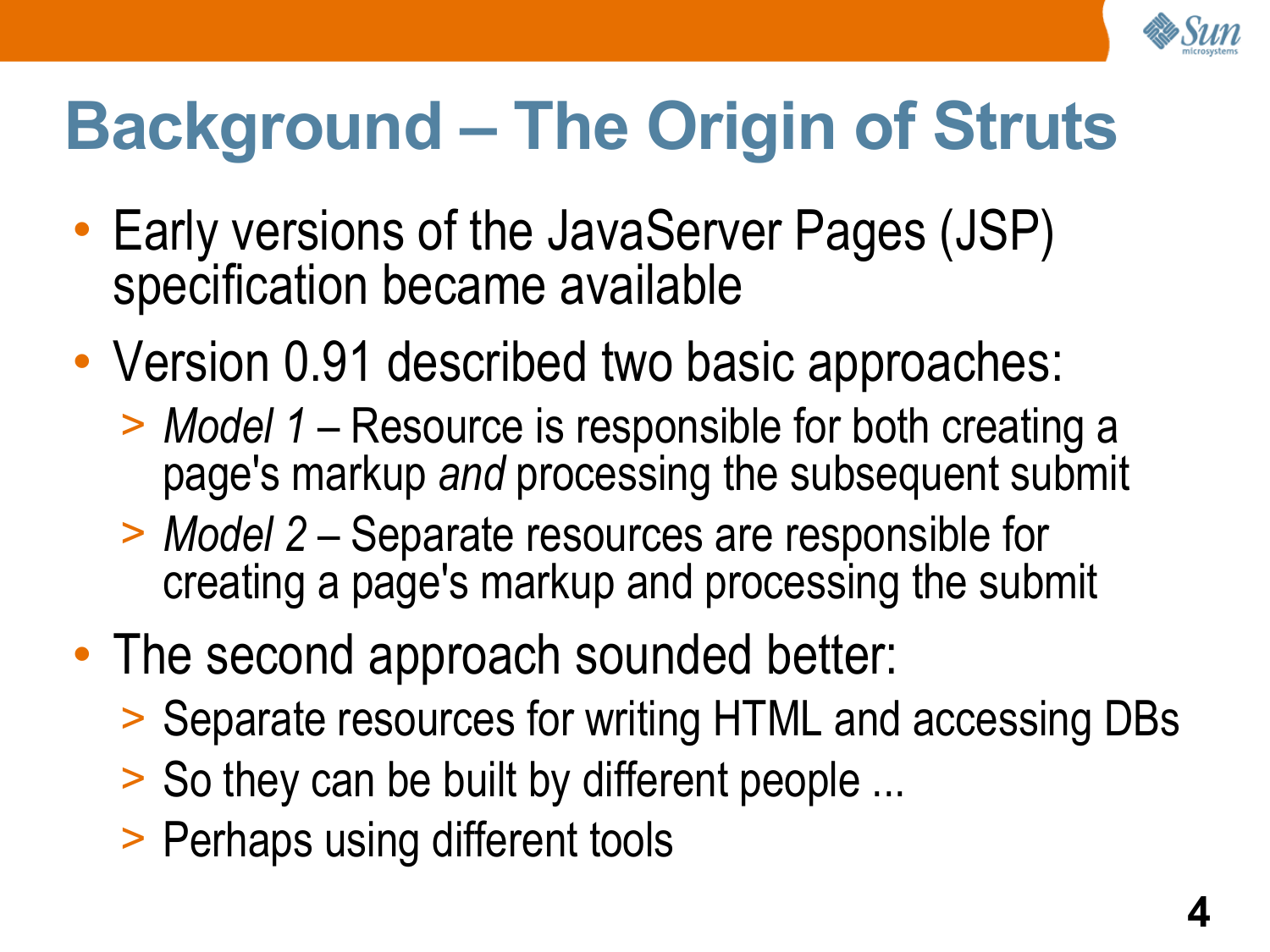# Background – The Origin of Struts

- Early versions of the JavaServer Pages (JSP) specification became available
- Version 0.91 described two basic approaches:
  - *Model 1* – Resource is responsible for both creating a page's markup *and* processing the subsequent submit
  - *Model 2* – Separate resources are responsible for creating a page's markup and processing the submit
- The second approach sounded better:
  - Separate resources for writing HTML and accessing DBs
  - So they can be built by different people ...
  - Perhaps using different tools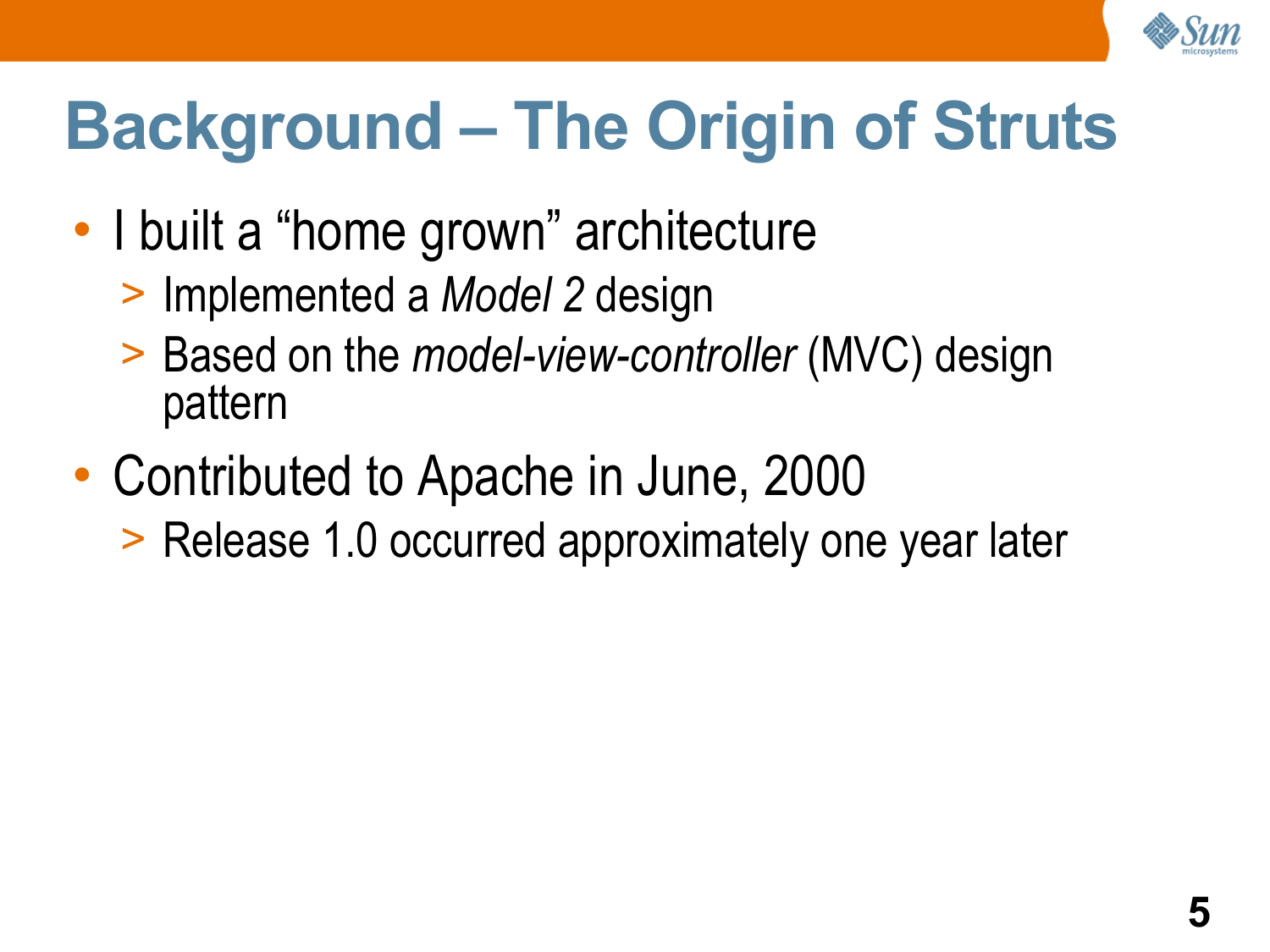# Background – The Origin of Struts

- I built a “home grown” architecture
  - Implemented a *Model 2* design
  - Based on the *model-view-controller* (MVC) design pattern
- Contributed to Apache in June, 2000
  - Release 1.0 occurred approximately one year later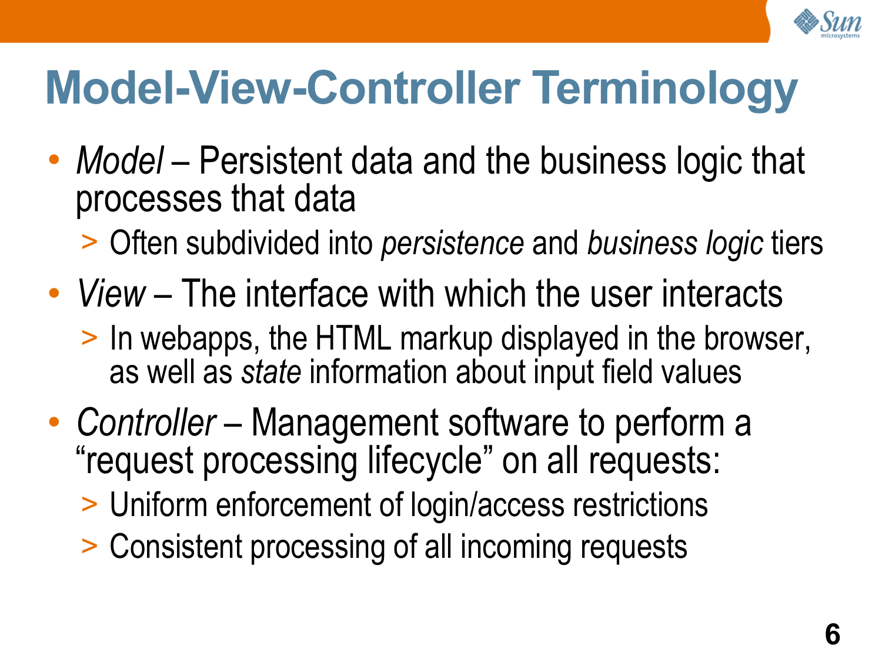# Model-View-Controller Terminology

- *Model* – Persistent data and the business logic that processes that data
  - Often subdivided into *persistence* and *business logic* tiers
- *View* – The interface with which the user interacts
  - In webapps, the HTML markup displayed in the browser, as well as *state* information about input field values
- *Controller* – Management software to perform a "request processing lifecycle" on all requests:
  - Uniform enforcement of login/access restrictions
  - Consistent processing of all incoming requests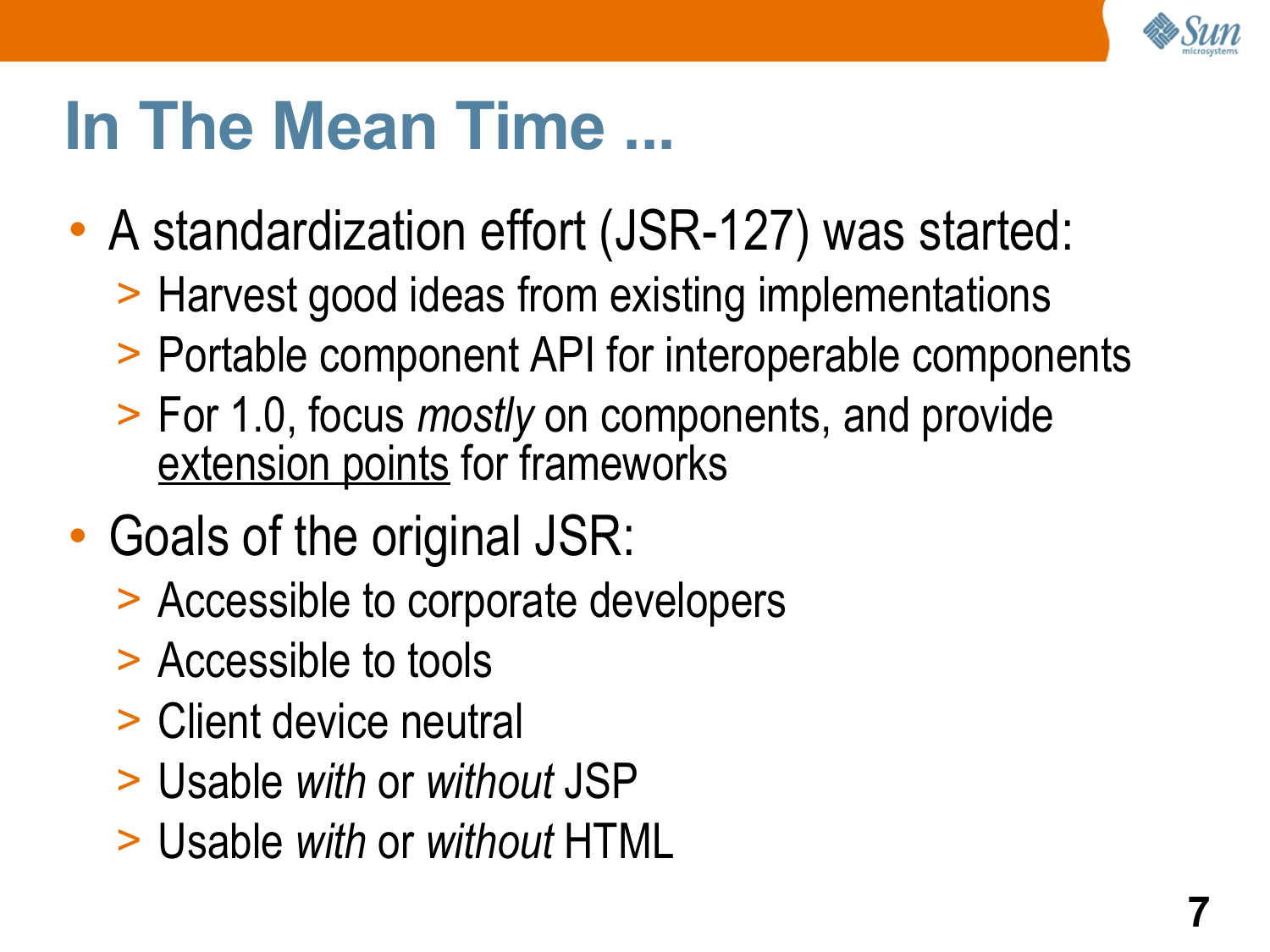# In The Mean Time ...

- A standardization effort (JSR-127) was started:
  - Harvest good ideas from existing implementations
  - Portable component API for interoperable components
  - For 1.0, focus *mostly* on components, and provide extension points for frameworks
- Goals of the original JSR:
  - Accessible to corporate developers
  - Accessible to tools
  - Client device neutral
  - Usable *with* or *without* JSP
  - Usable *with* or *without* HTML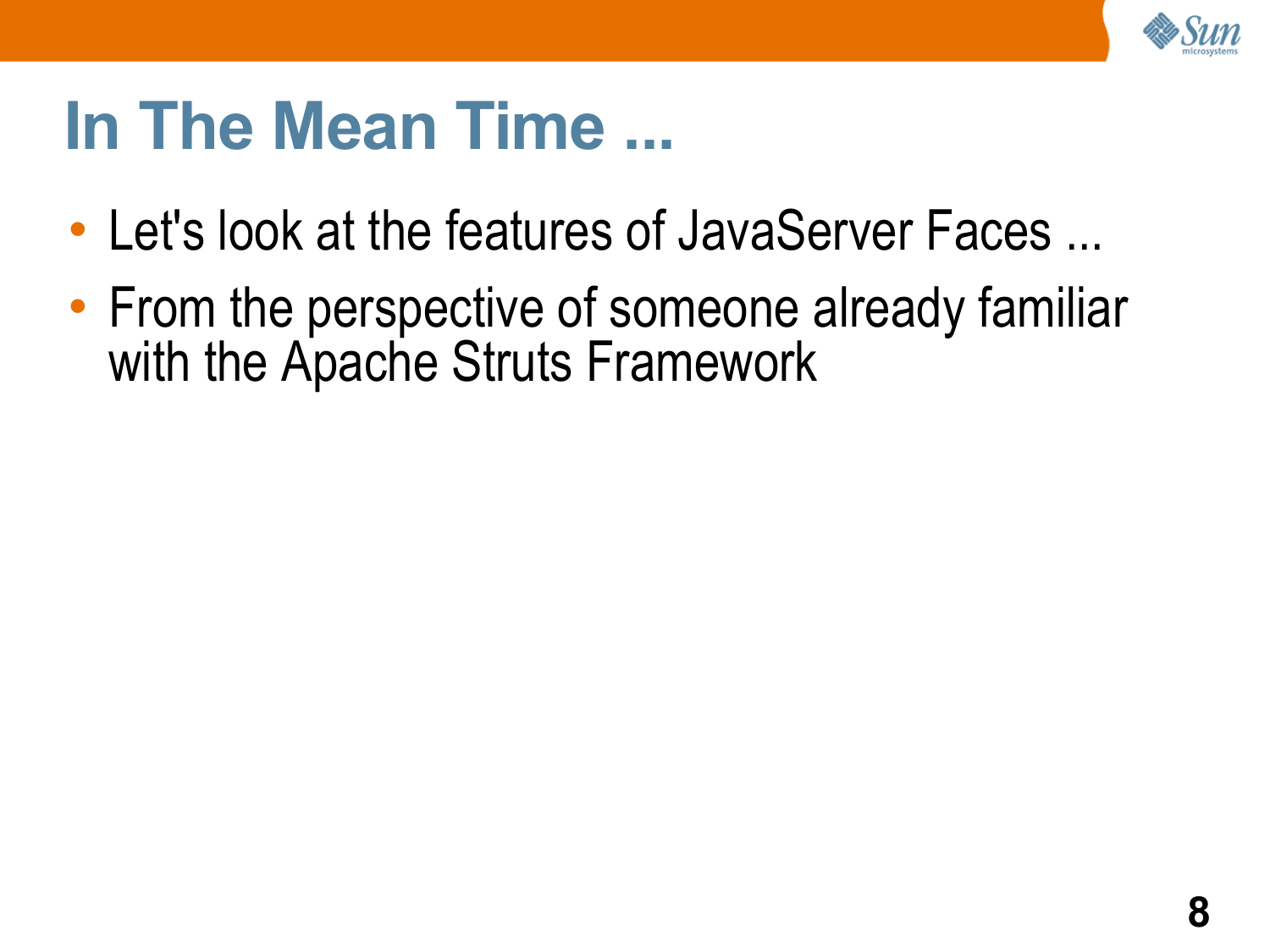# In The Mean Time ...

- Let's look at the features of JavaServer Faces ...
- From the perspective of someone already familiar with the Apache Struts Framework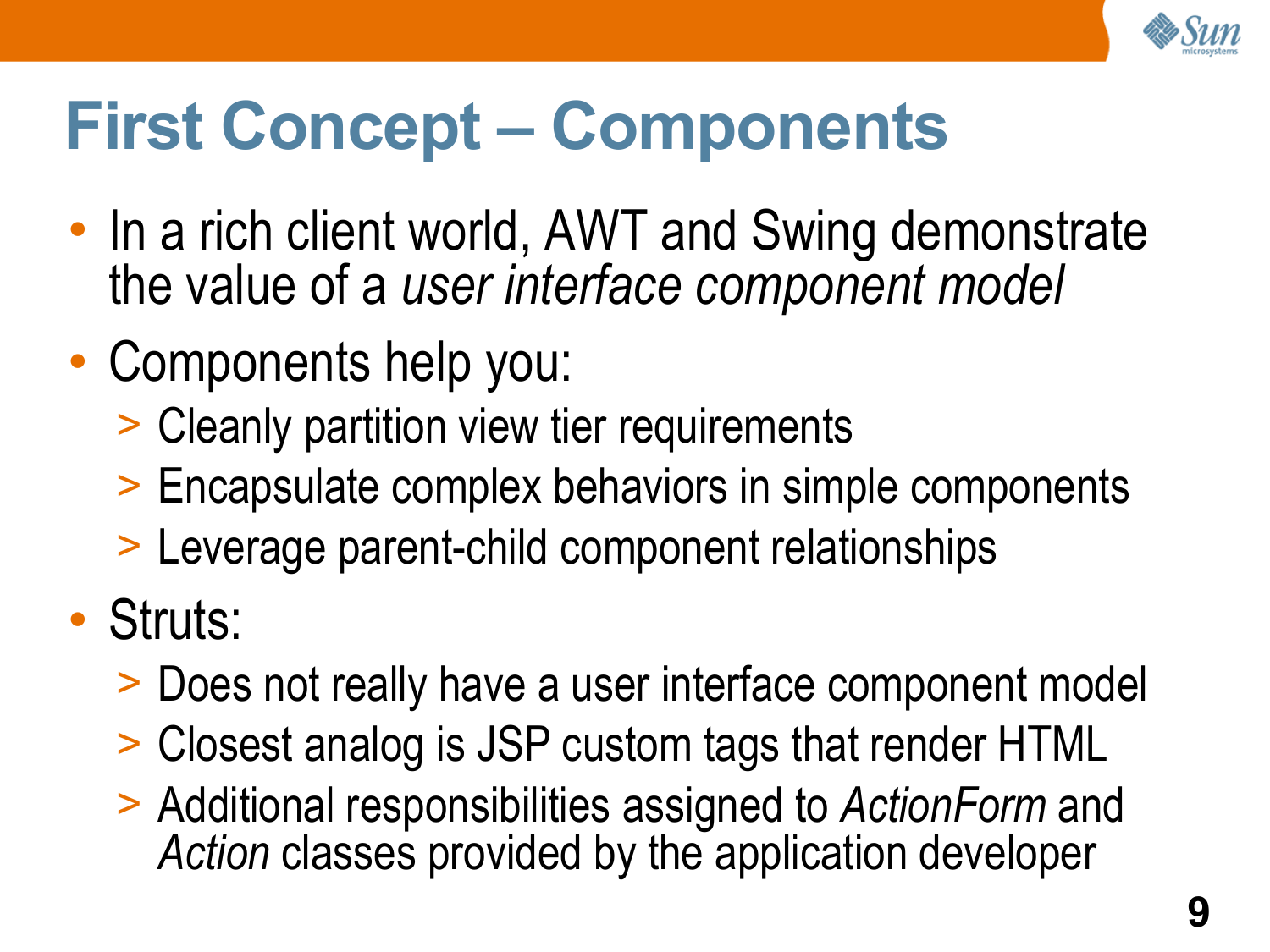# First Concept – Components

- In a rich client world, AWT and Swing demonstrate the value of a *user interface component model*
- Components help you:
  - Cleanly partition view tier requirements
  - Encapsulate complex behaviors in simple components
  - Leverage parent-child component relationships
- Struts:
  - Does not really have a user interface component model
  - Closest analog is JSP custom tags that render HTML
  - Additional responsibilities assigned to *ActionForm* and *Action* classes provided by the application developer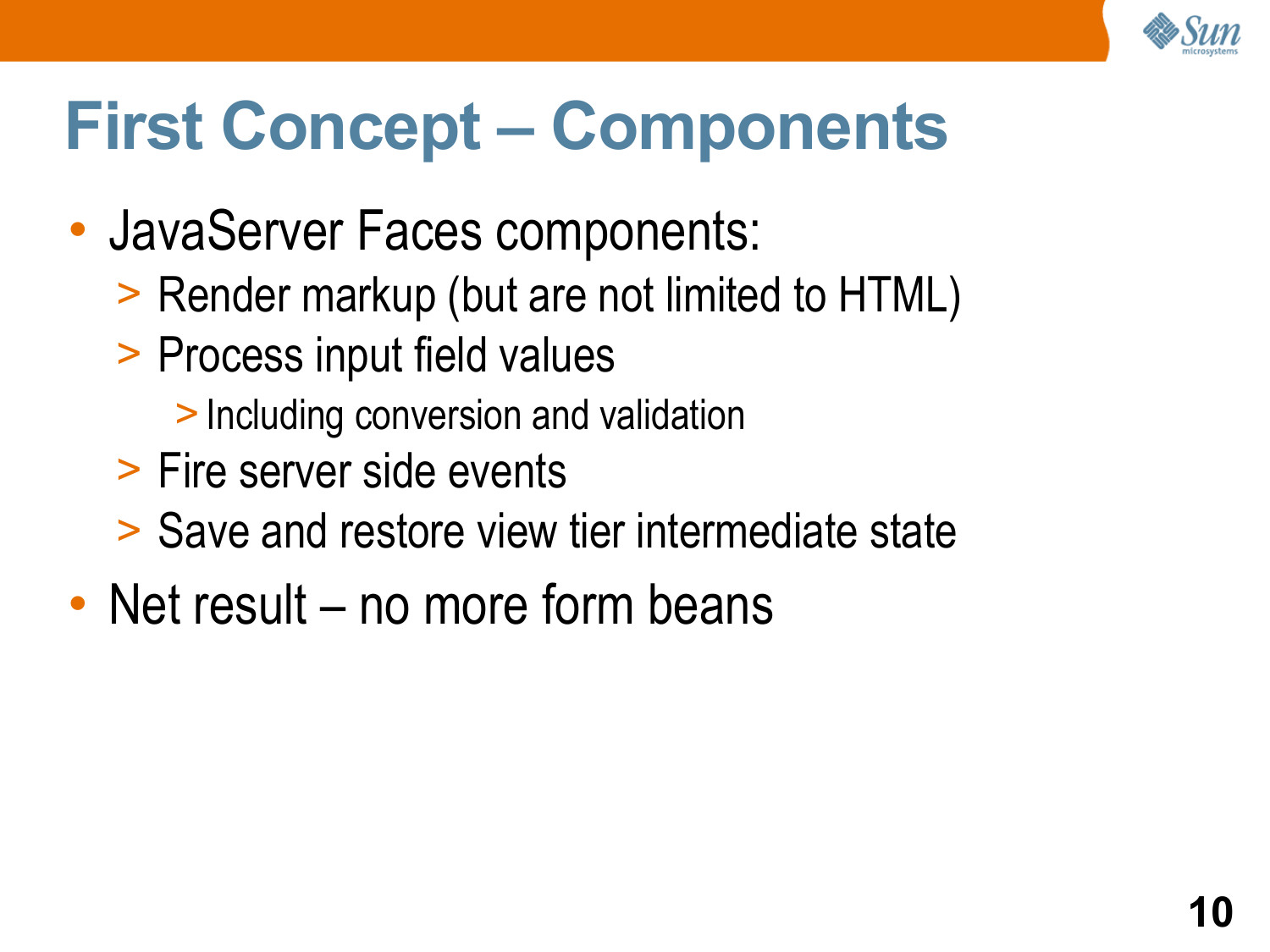# First Concept – Components

- JavaServer Faces components:
  - Render markup (but are not limited to HTML)
  - Process input field values
    - Including conversion and validation
  - Fire server side events
  - Save and restore view tier intermediate state
- Net result – no more form beans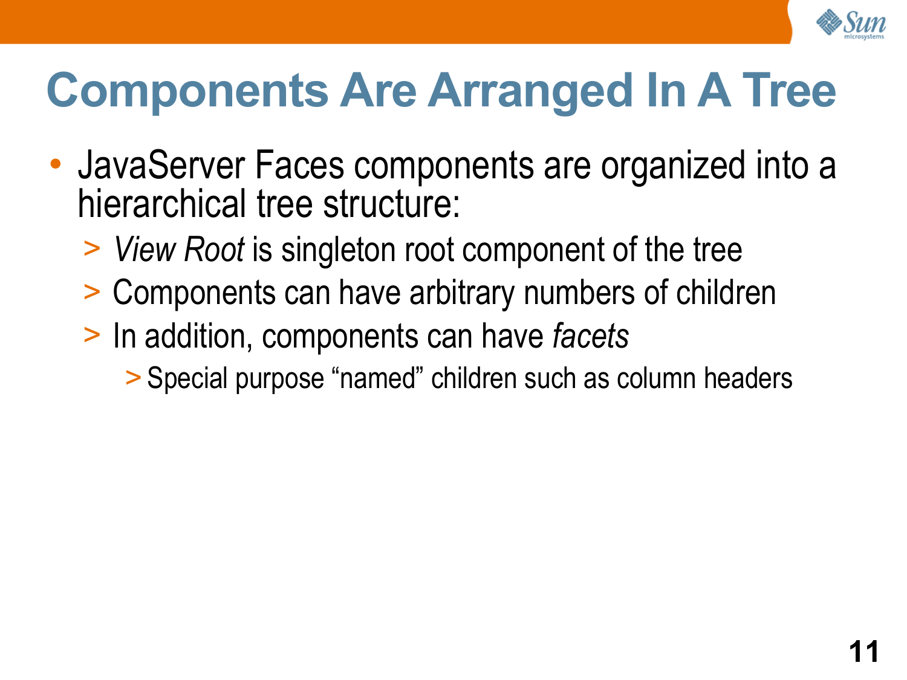# Components Are Arranged In A Tree

- JavaServer Faces components are organized into a hierarchical tree structure:
  - *View Root* is singleton root component of the tree
  - Components can have arbitrary numbers of children
  - In addition, components can have *facets*
    - Special purpose “named” children such as column headers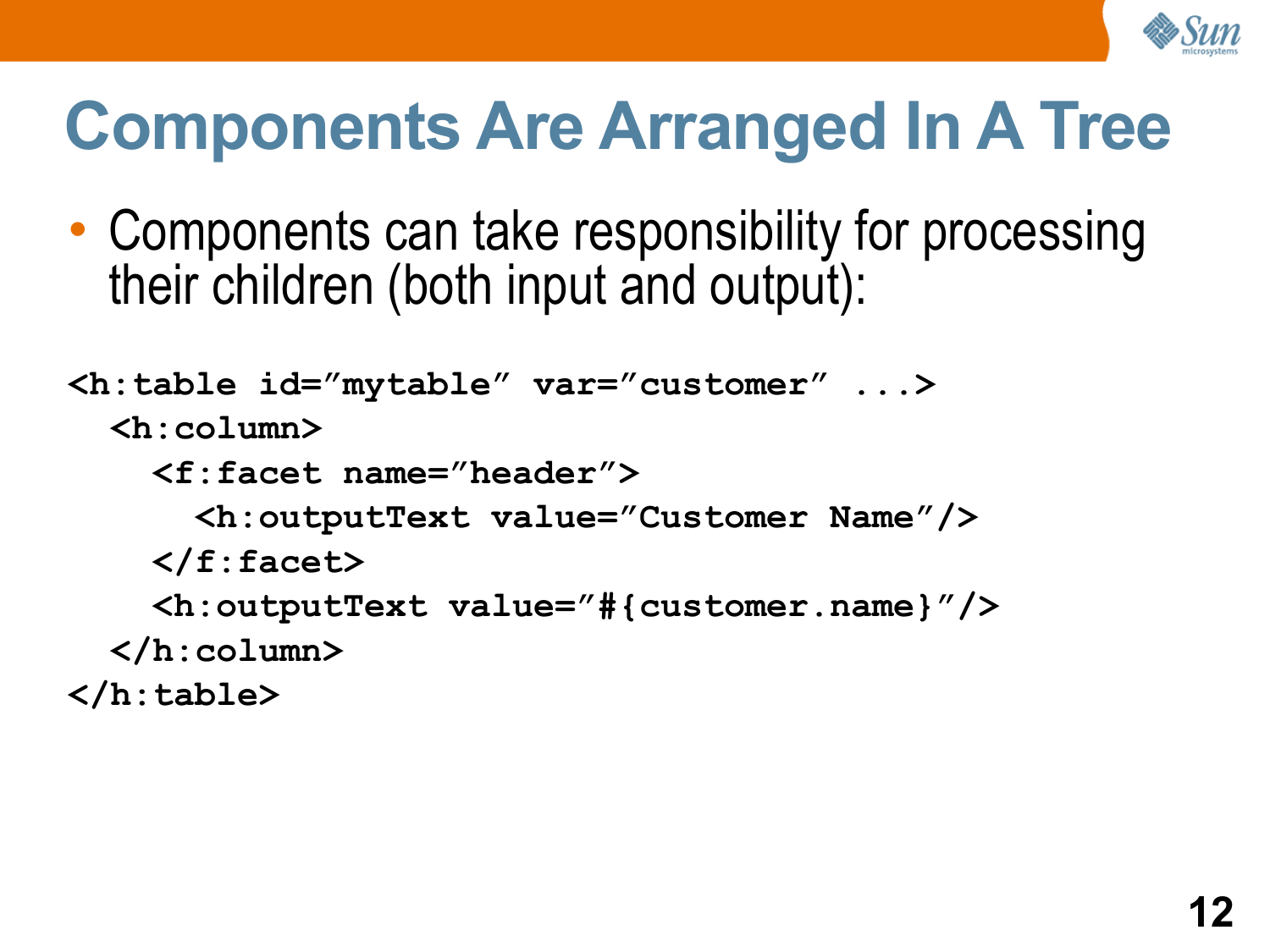# Components Are Arranged In A Tree

- Components can take responsibility for processing their children (both input and output):

```
<h:table id="mytable" var="customer" ...>
  <h:column>
    <f:facet name="header">
      <h:outputText value="Customer Name"/>
    </f:facet>
    <h:outputText value="#{customer.name}"/>
  </h:column>
</h:table>
```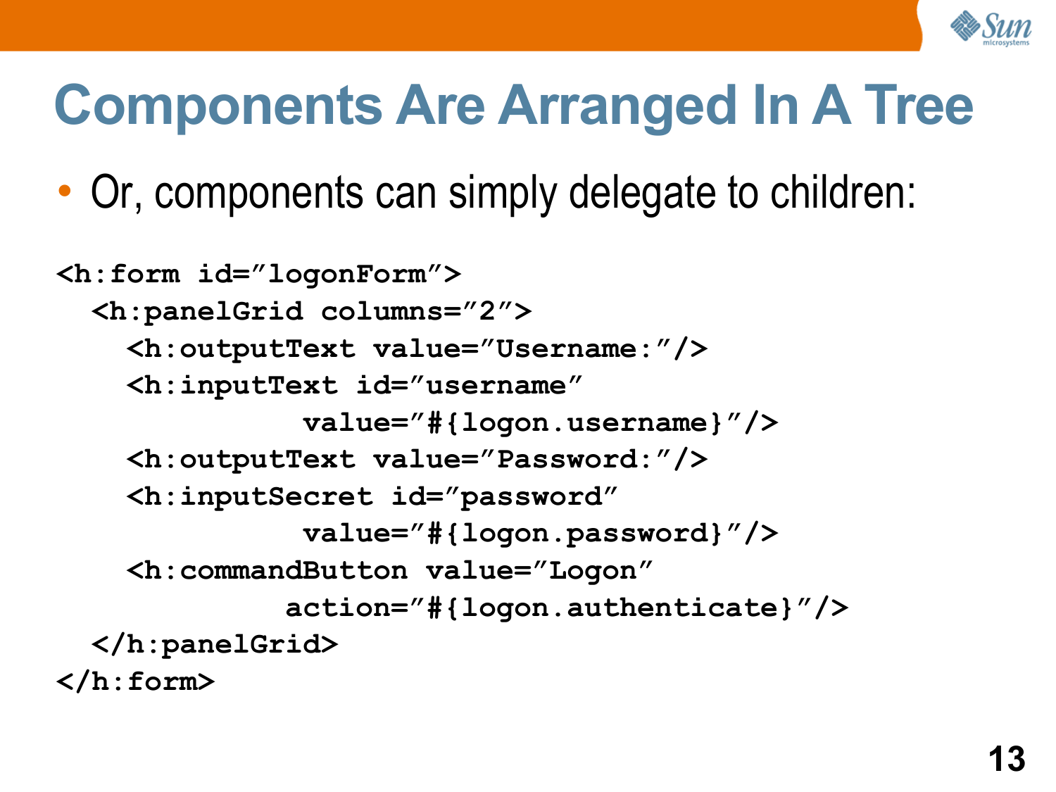# Components Are Arranged In A Tree

- Or, components can simply delegate to children:

```
<h:form id="logonForm">
  <h:panelGrid columns="2">
    <h:outputText value="Username:"/>
    <h:inputText id="username"
              value="#{logon.username}"/>
    <h:outputText value="Password:"/>
    <h:inputSecret id="password"
              value="#{logon.password}"/>
    <h:commandButton value="Logon"
             action="#{logon.authenticate}"/>
  </h:panelGrid>
</h:form>
```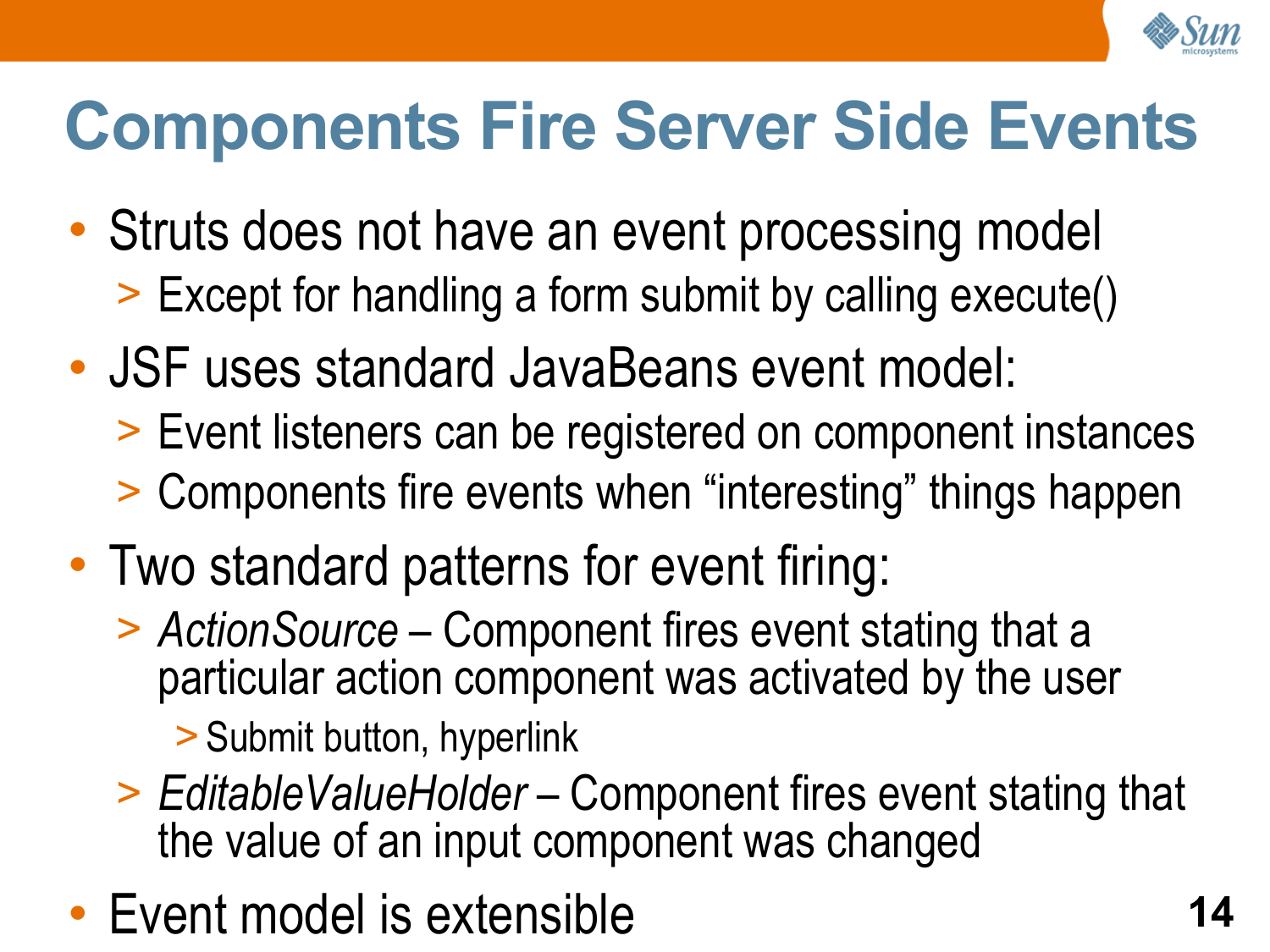# Components Fire Server Side Events

- Struts does not have an event processing model
  - Except for handling a form submit by calling execute()
- JSF uses standard JavaBeans event model:
  - Event listeners can be registered on component instances
  - Components fire events when “interesting” things happen
- Two standard patterns for event firing:
  - *ActionSource* – Component fires event stating that a particular action component was activated by the user
    - Submit button, hyperlink
  - *EditableValueHolder* – Component fires event stating that the value of an input component was changed
- Event model is extensible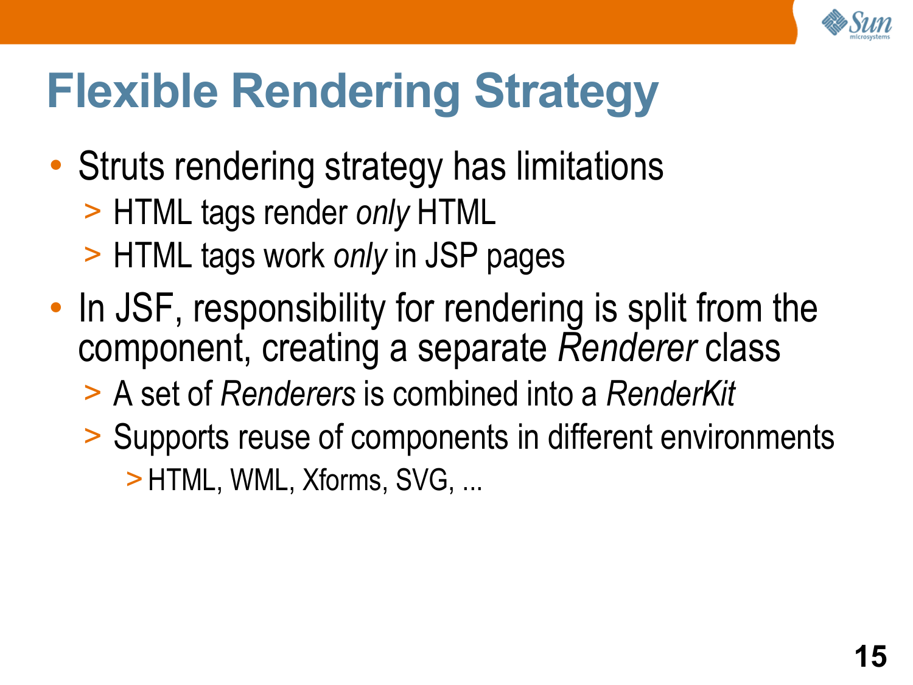# Flexible Rendering Strategy

- Struts rendering strategy has limitations
  - HTML tags render *only* HTML
  - HTML tags work *only* in JSP pages
- In JSF, responsibility for rendering is split from the component, creating a separate *Renderer* class
  - A set of *Renderers* is combined into a *RenderKit*
  - Supports reuse of components in different environments
    - HTML, WML, Xforms, SVG, ...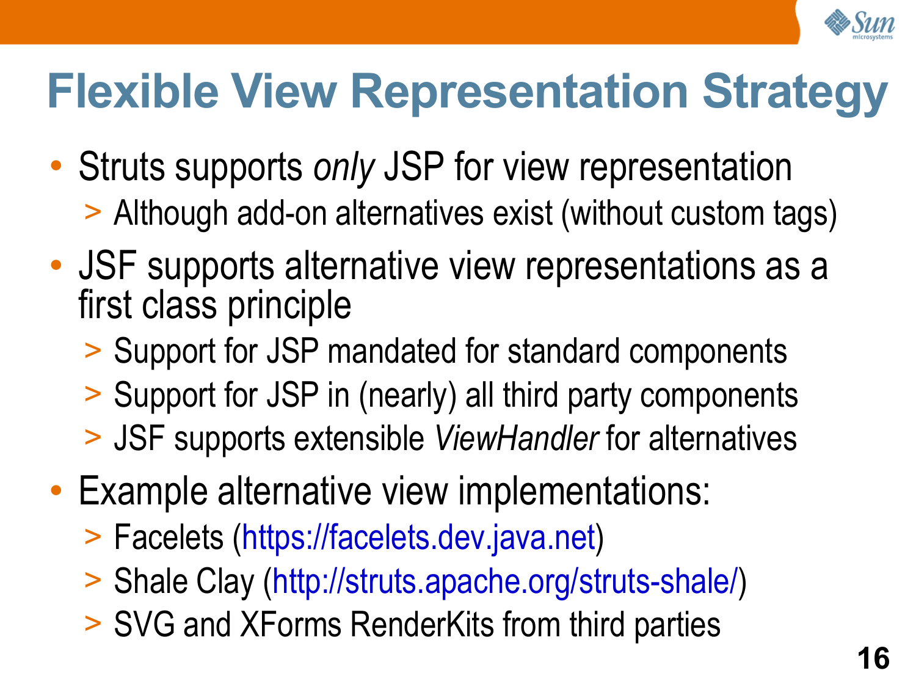# Flexible View Representation Strategy

- Struts supports *only* JSP for view representation
  - Although add-on alternatives exist (without custom tags)
- JSF supports alternative view representations as a first class principle
  - Support for JSP mandated for standard components
  - Support for JSP in (nearly) all third party components
  - JSF supports extensible *ViewHandler* for alternatives
- Example alternative view implementations:
  - Facelets (https://facelets.dev.java.net)
  - Shale Clay (http://struts.apache.org/struts-shale/)
  - SVG and XForms RenderKits from third parties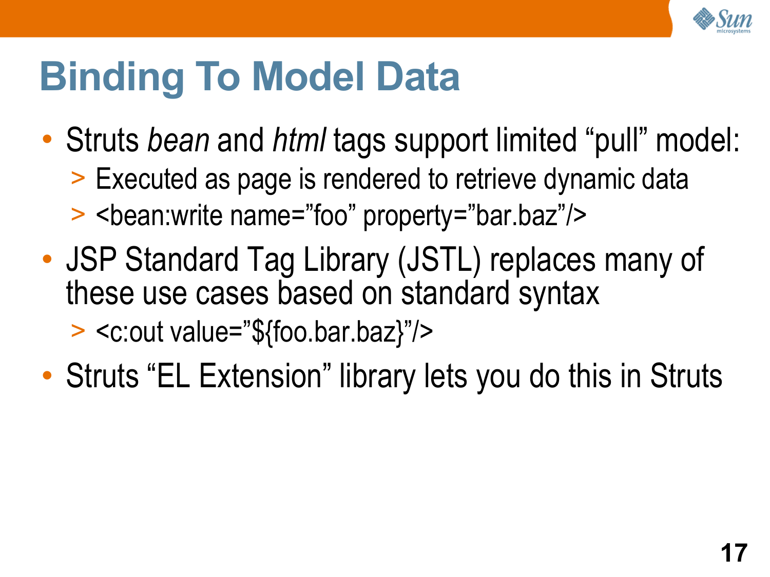# Binding To Model Data

- Struts *bean* and *html* tags support limited "pull" model:
  - Executed as page is rendered to retrieve dynamic data
  - <bean:write name="foo" property="bar.baz"/>
- JSP Standard Tag Library (JSTL) replaces many of these use cases based on standard syntax
  - <c:out value="${foo.bar.baz}"/>
- Struts "EL Extension" library lets you do this in Struts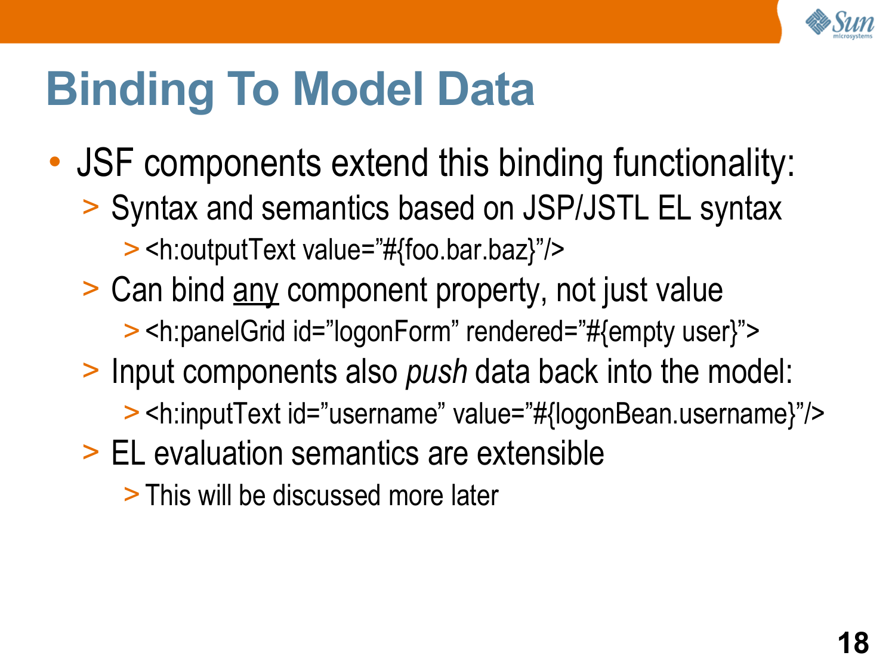# Binding To Model Data

- JSF components extend this binding functionality:
  - Syntax and semantics based on JSP/JSTL EL syntax
    - <h:outputText value=”#{foo.bar.baz}”/>
  - Can bind <u>any</u> component property, not just value
    - <h:panelGrid id=”logonForm” rendered=”#{empty user}”>
  - Input components also *push* data back into the model:
    - <h:inputText id=”username” value=”#{logonBean.username}”/>
  - EL evaluation semantics are extensible
    - This will be discussed more later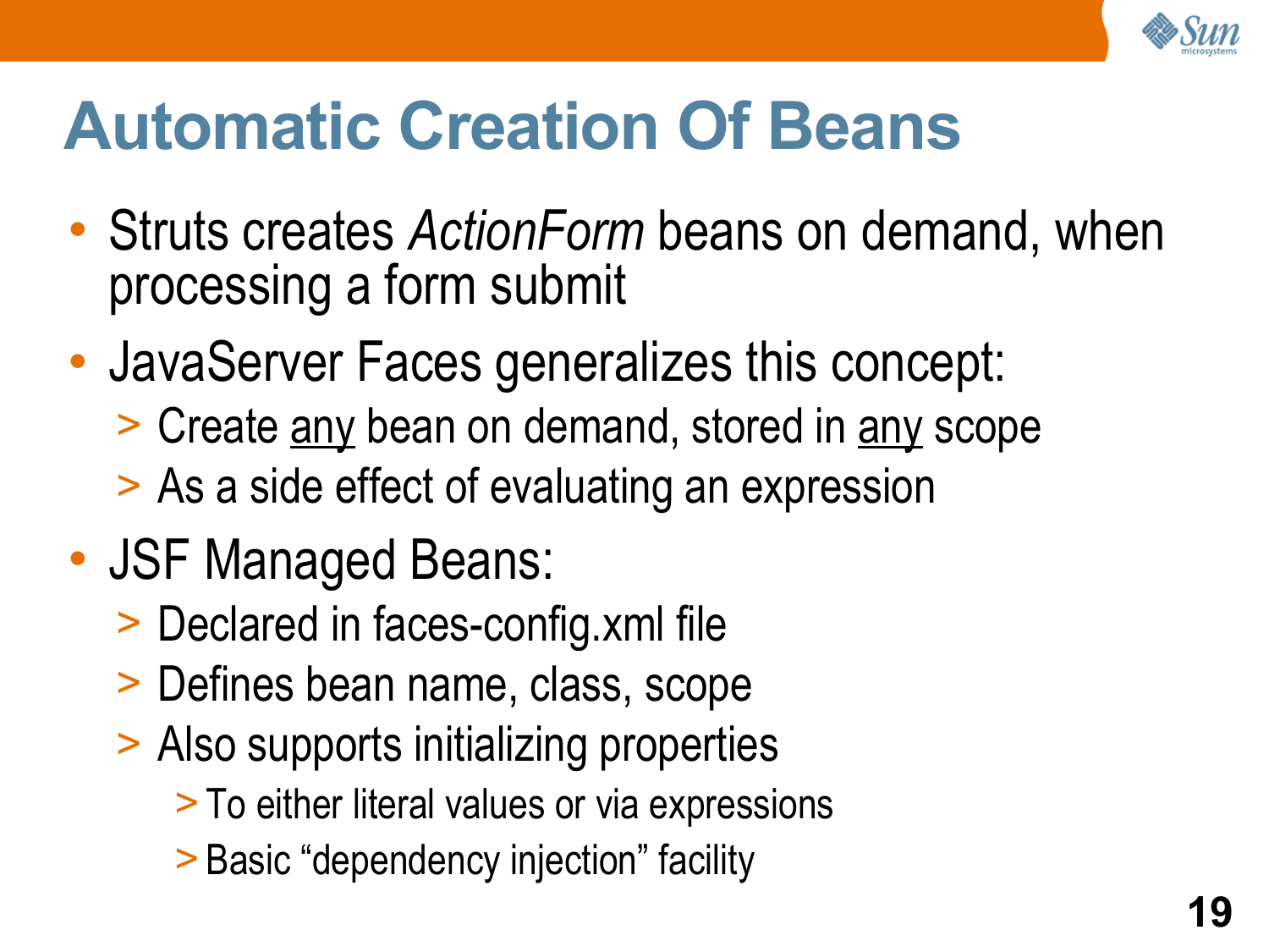# Automatic Creation Of Beans

- Struts creates *ActionForm* beans on demand, when processing a form submit
- JavaServer Faces generalizes this concept:
  - Create <u>any</u> bean on demand, stored in <u>any</u> scope
  - As a side effect of evaluating an expression
- JSF Managed Beans:
  - Declared in faces-config.xml file
  - Defines bean name, class, scope
  - Also supports initializing properties
    - To either literal values or via expressions
    - Basic “dependency injection” facility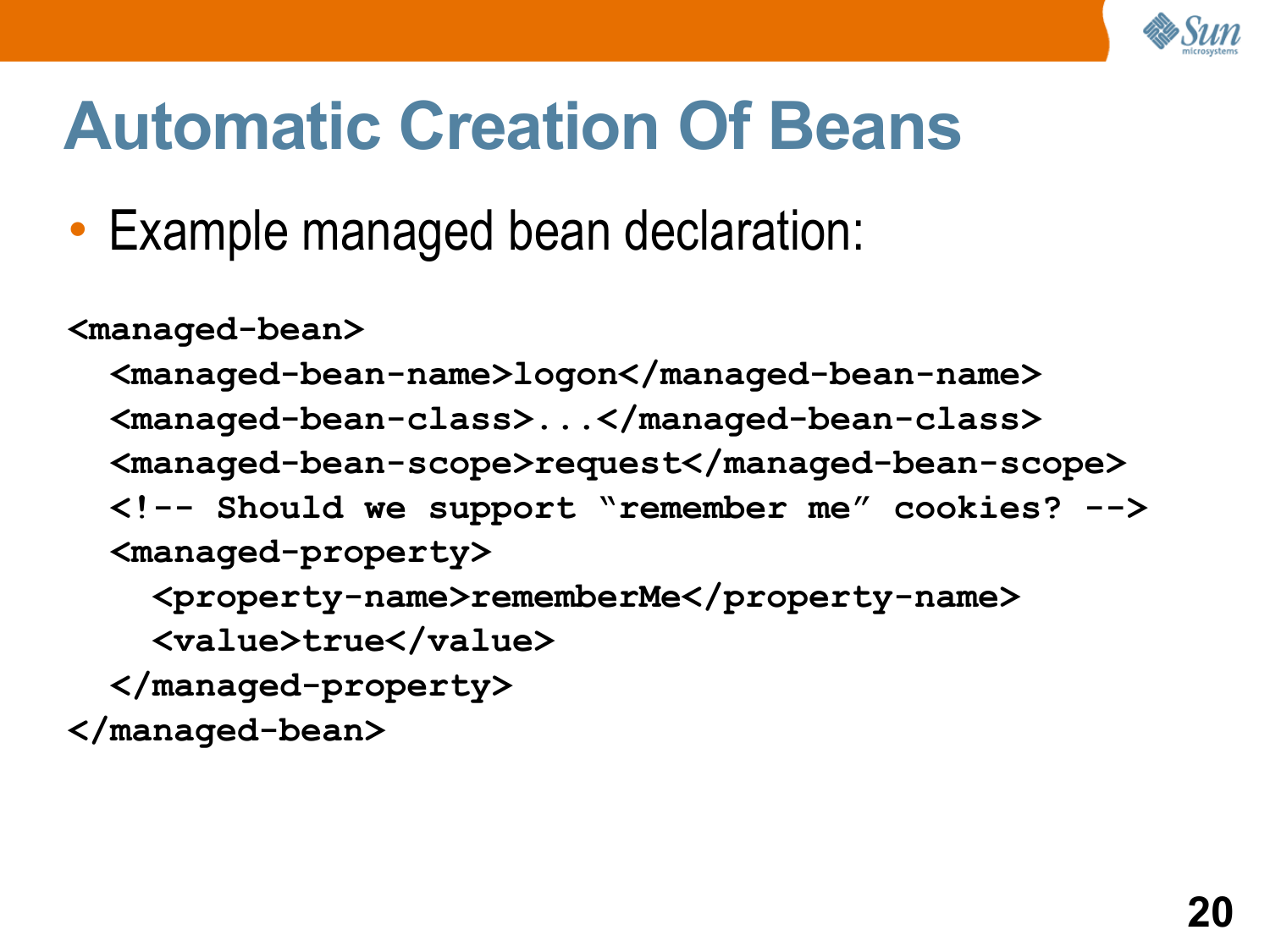# Automatic Creation Of Beans

- Example managed bean declaration:

```
<managed-bean>
  <managed-bean-name>logon</managed-bean-name>
  <managed-bean-class>...</managed-bean-class>
  <managed-bean-scope>request</managed-bean-scope>
  <!-- Should we support “remember me” cookies? -->
  <managed-property>
    <property-name>rememberMe</property-name>
    <value>true</value>
  </managed-property>
</managed-bean>
```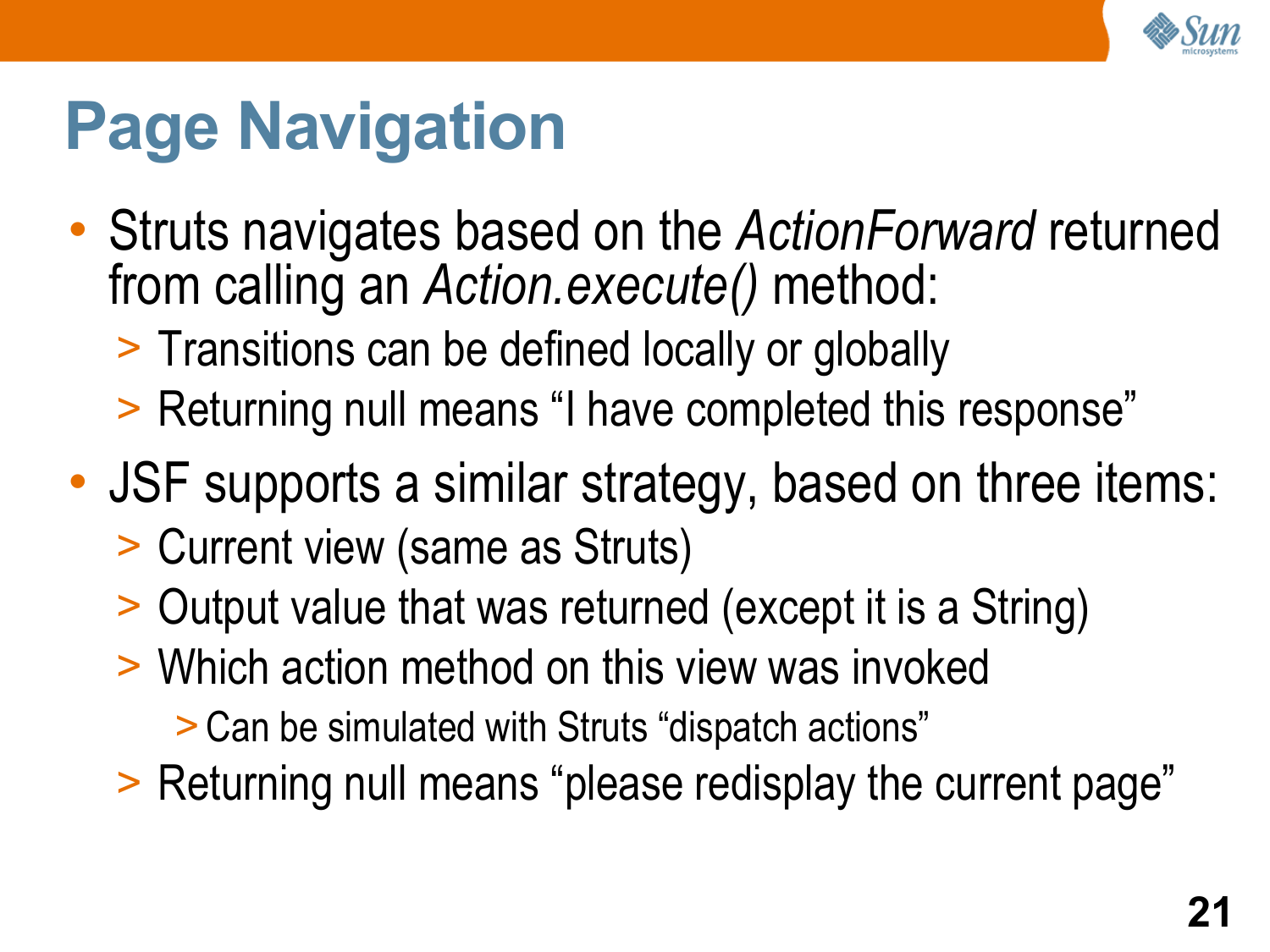# Page Navigation

- Struts navigates based on the *ActionForward* returned from calling an *Action.execute()* method:
  - Transitions can be defined locally or globally
  - Returning null means "I have completed this response"
- JSF supports a similar strategy, based on three items:
  - Current view (same as Struts)
  - Output value that was returned (except it is a String)
  - Which action method on this view was invoked
    - Can be simulated with Struts "dispatch actions"
  - Returning null means "please redisplay the current page"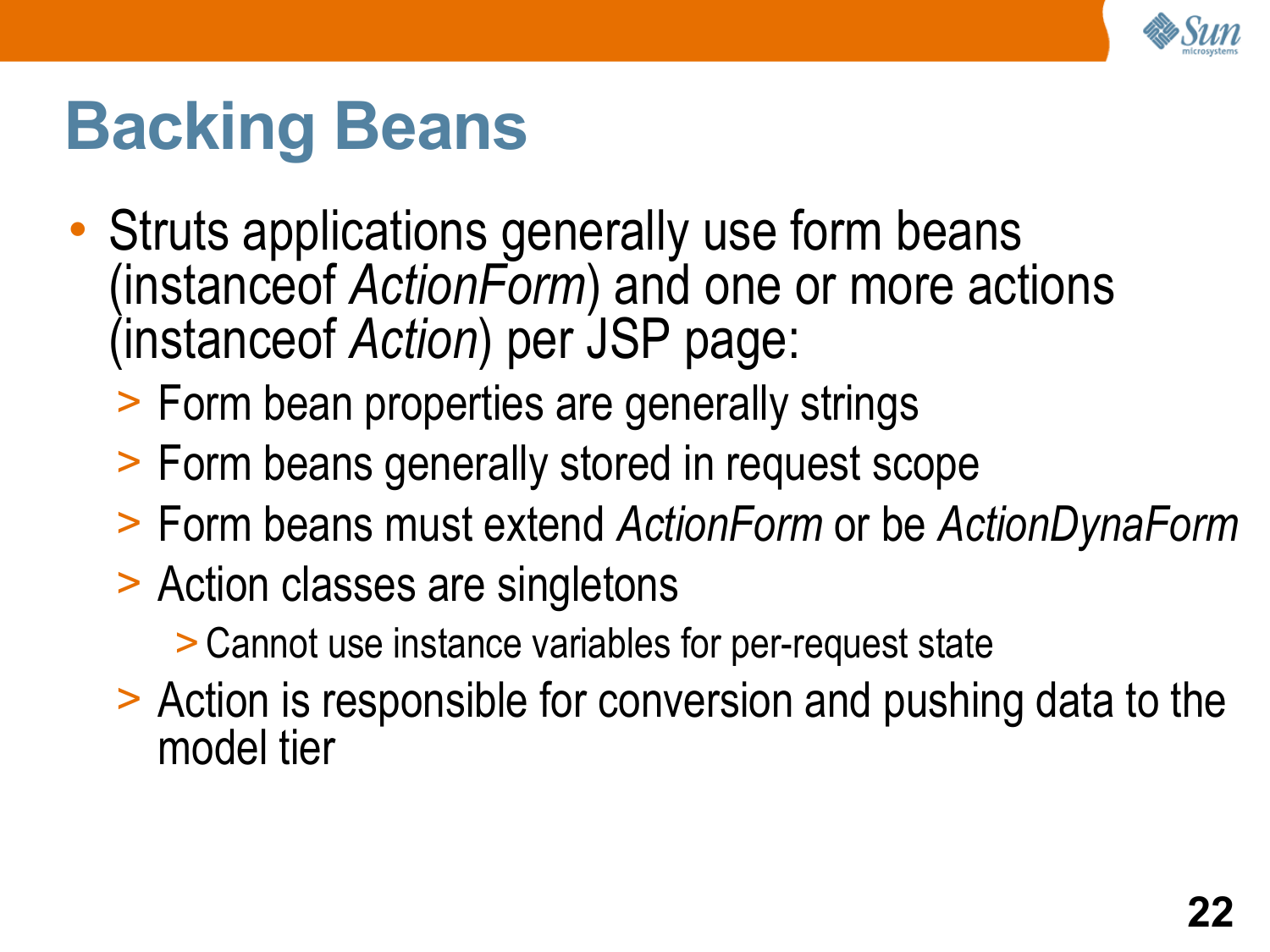# Backing Beans

- Struts applications generally use form beans (instanceof *ActionForm*) and one or more actions (instanceof *Action*) per JSP page:
  - Form bean properties are generally strings
  - Form beans generally stored in request scope
  - Form beans must extend *ActionForm* or be *ActionDynaForm*
  - Action classes are singletons
    - Cannot use instance variables for per-request state
  - Action is responsible for conversion and pushing data to the model tier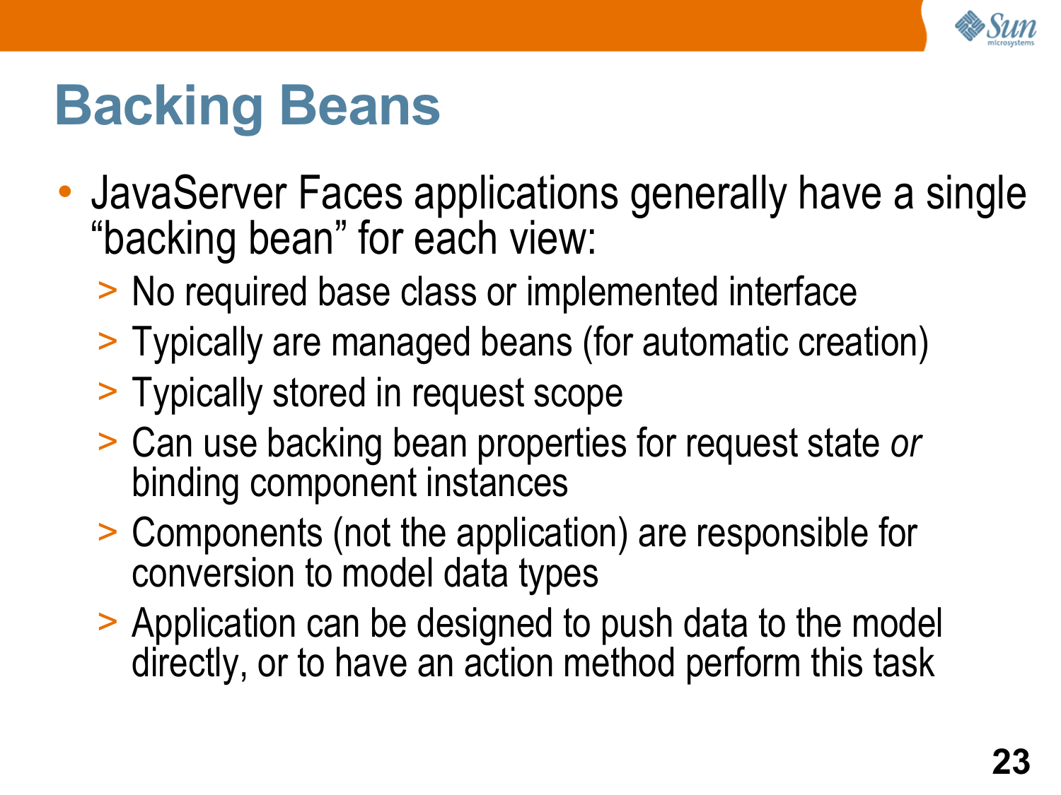# Backing Beans

- JavaServer Faces applications generally have a single “backing bean” for each view:
  - No required base class or implemented interface
  - Typically are managed beans (for automatic creation)
  - Typically stored in request scope
  - Can use backing bean properties for request state *or* binding component instances
  - Components (not the application) are responsible for conversion to model data types
  - Application can be designed to push data to the model directly, or to have an action method perform this task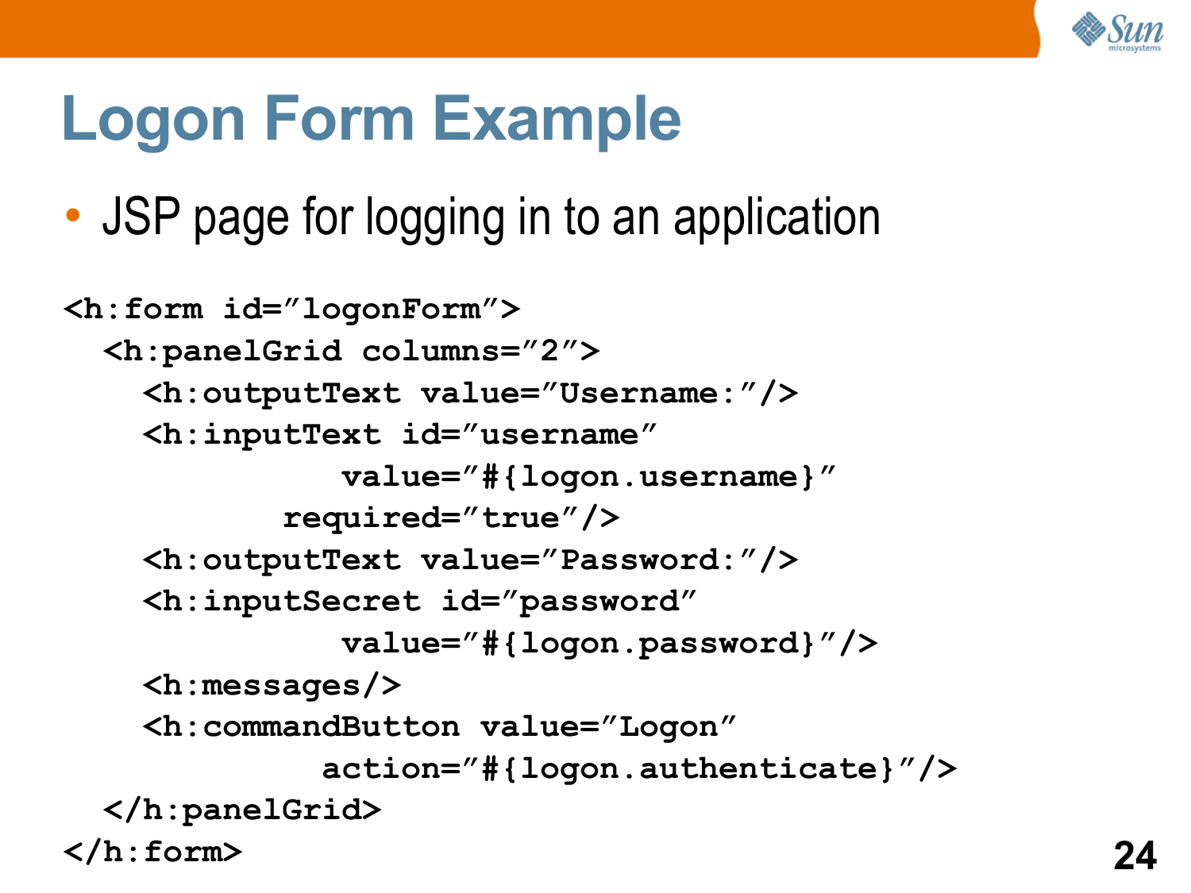# Logon Form Example

- JSP page for logging in to an application

```
<h:form id="logonForm">
  <h:panelGrid columns="2">
    <h:outputText value="Username:"/>
    <h:inputText id="username"
              value="#{logon.username}"
           required="true"/>
    <h:outputText value="Password:"/>
    <h:inputSecret id="password"
              value="#{logon.password}"/>
    <h:messages/>
    <h:commandButton value="Logon"
             action="#{logon.authenticate}"/>
  </h:panelGrid>
</h:form>
```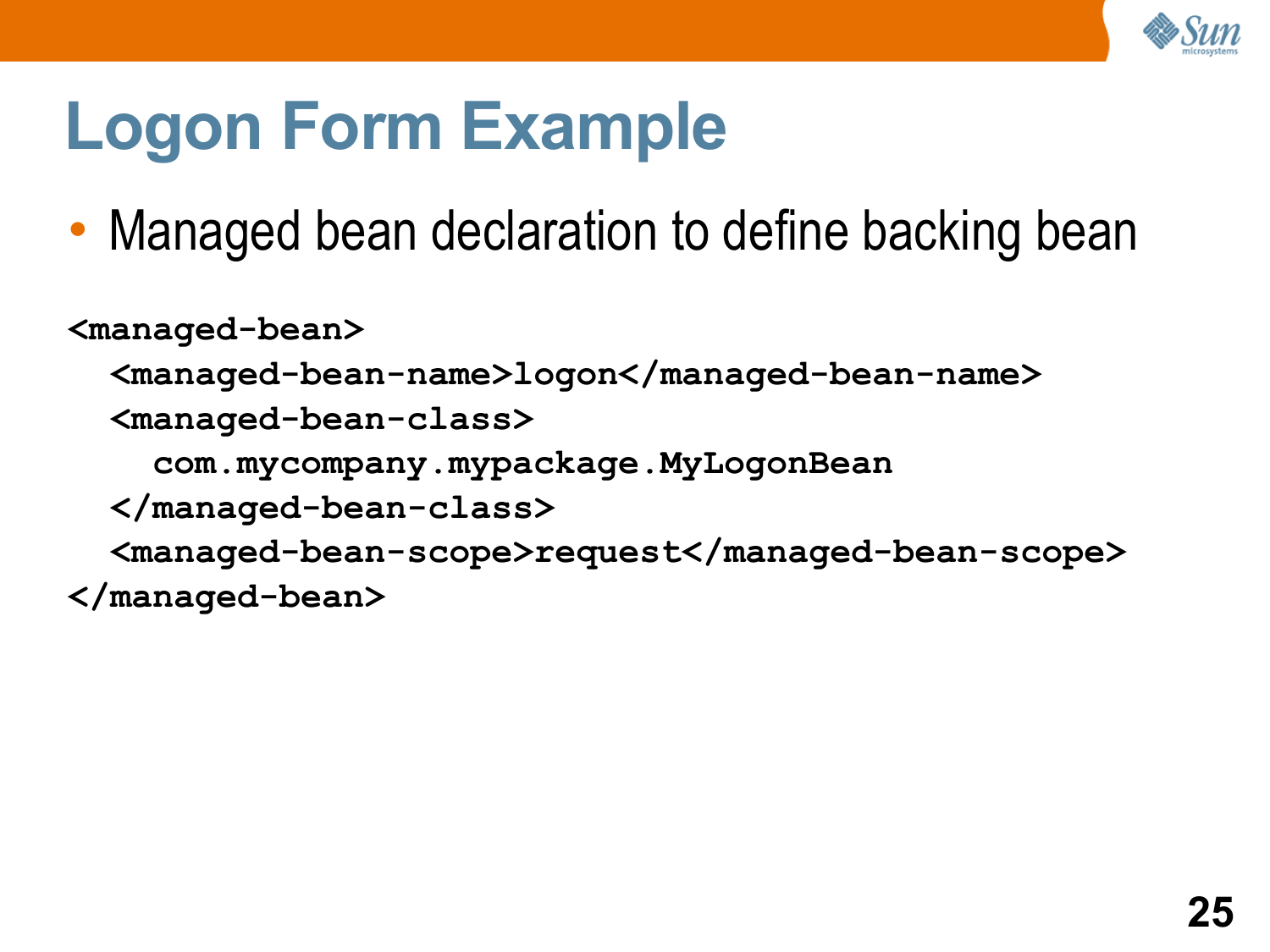# Logon Form Example

- Managed bean declaration to define backing bean

```
<managed-bean>
  <managed-bean-name>logon</managed-bean-name>
  <managed-bean-class>
    com.mycompany.mypackage.MyLogonBean
  </managed-bean-class>
  <managed-bean-scope>request</managed-bean-scope>
</managed-bean>
```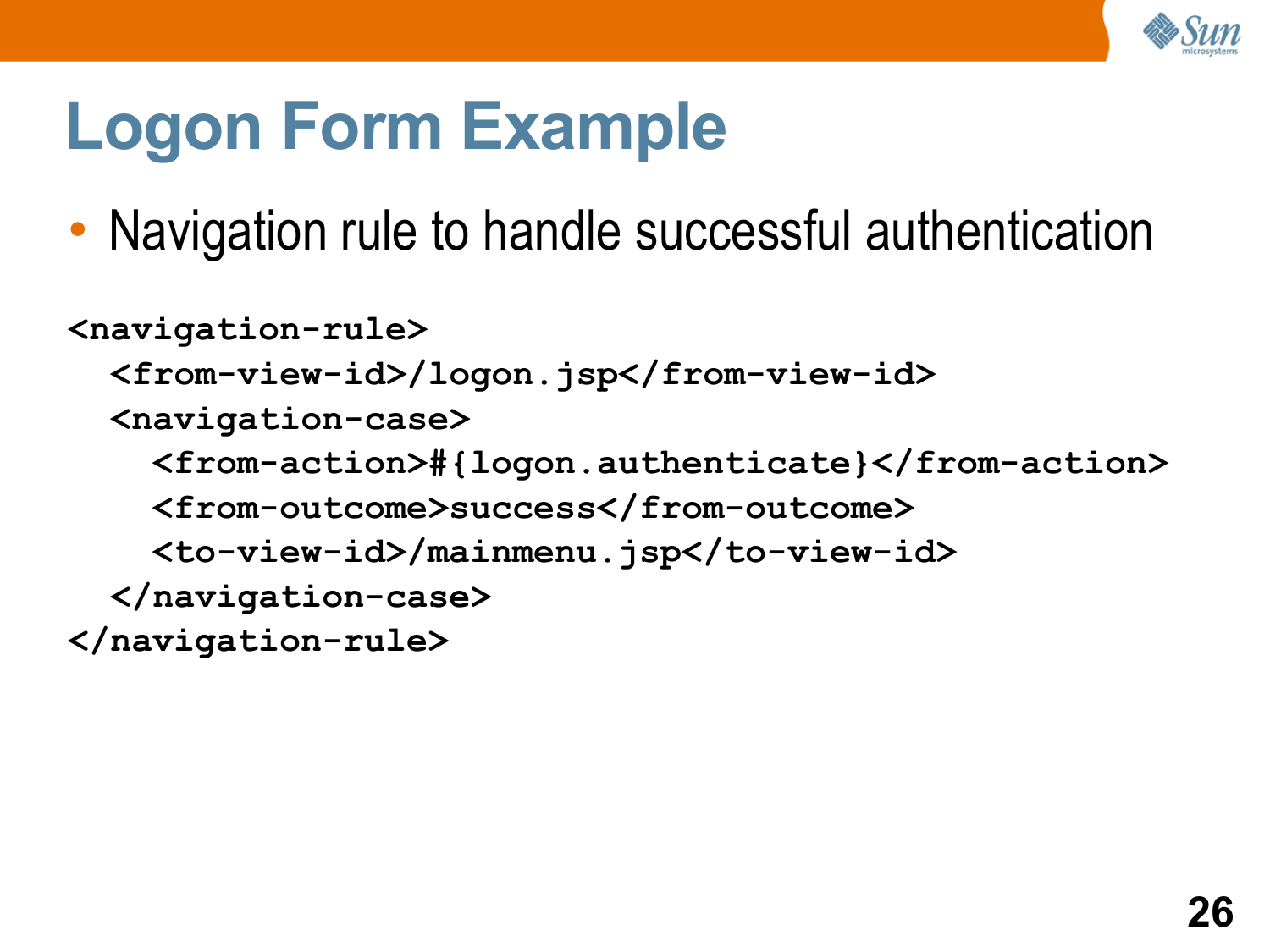# Logon Form Example

- Navigation rule to handle successful authentication

```
<navigation-rule>
  <from-view-id>/logon.jsp</from-view-id>
  <navigation-case>
    <from-action>#{logon.authenticate}</from-action>
    <from-outcome>success</from-outcome>
    <to-view-id>/mainmenu.jsp</to-view-id>
  </navigation-case>
</navigation-rule>
```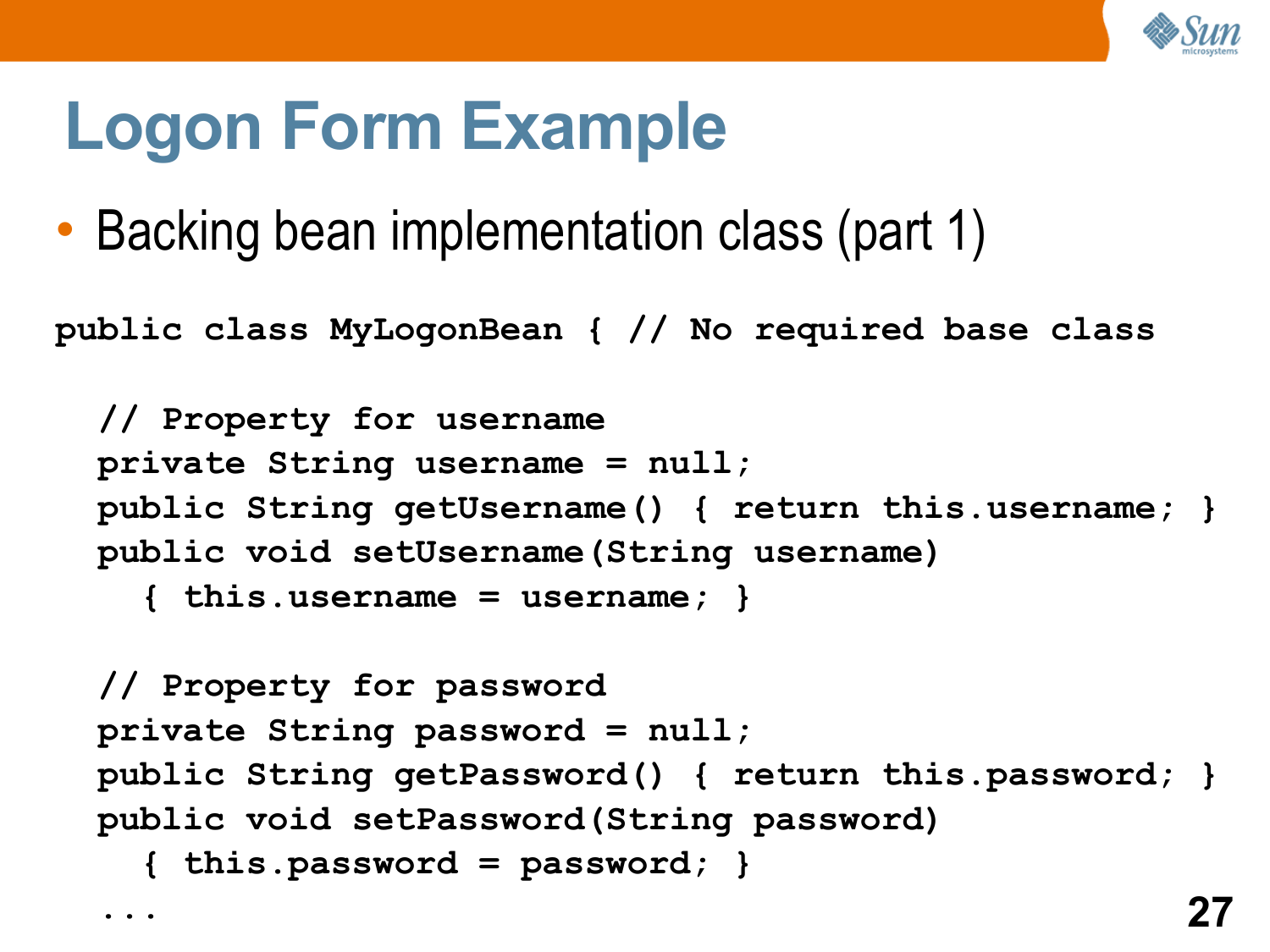# Logon Form Example

- Backing bean implementation class (part 1)

```
public class MyLogonBean { // No required base class

  // Property for username
  private String username = null;
  public String getUsername() { return this.username; }
  public void setUsername(String username)
    { this.username = username; }

  // Property for password
  private String password = null;
  public String getPassword() { return this.password; }
  public void setPassword(String password)
    { this.password = password; }
  ...
```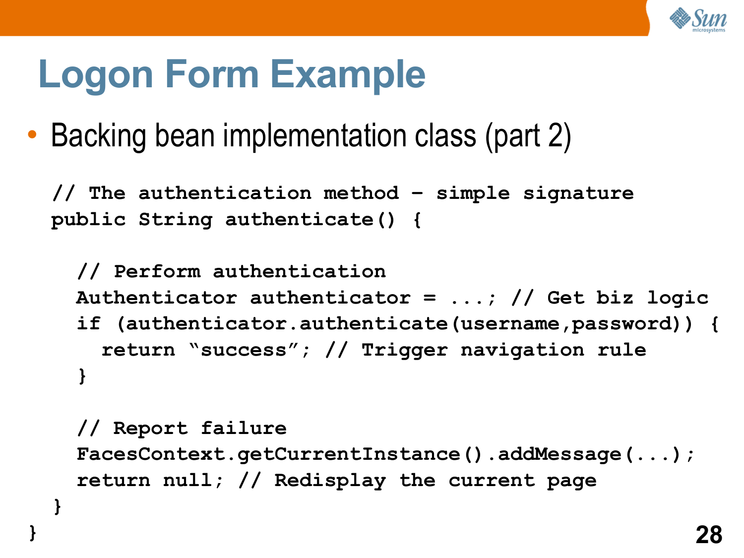# Logon Form Example

- Backing bean implementation class (part 2)

```
// The authentication method - simple signature
public String authenticate() {

    // Perform authentication
    Authenticator authenticator = ...; // Get biz logic
    if (authenticator.authenticate(username,password)) {
      return “success”; // Trigger navigation rule
    }

    // Report failure
    FacesContext.getCurrentInstance().addMessage(...);
    return null; // Redisplay the current page
  }
}
```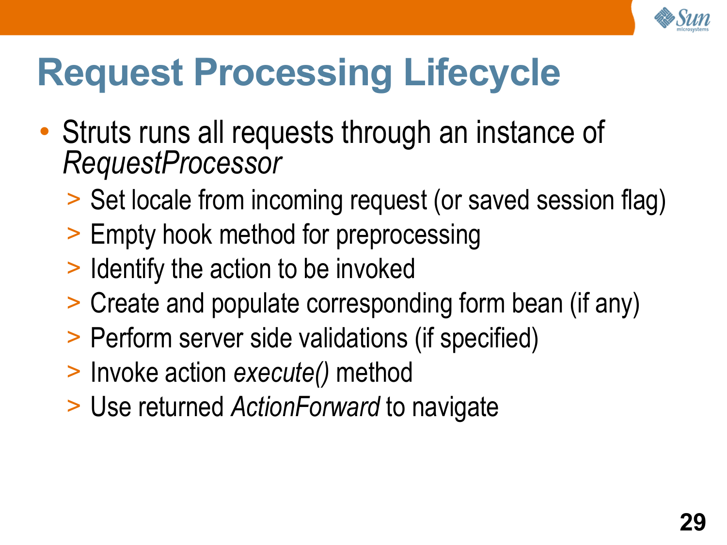# Request Processing Lifecycle

- Struts runs all requests through an instance of *RequestProcessor*
  - Set locale from incoming request (or saved session flag)
  - Empty hook method for preprocessing
  - Identify the action to be invoked
  - Create and populate corresponding form bean (if any)
  - Perform server side validations (if specified)
  - Invoke action *execute()* method
  - Use returned *ActionForward* to navigate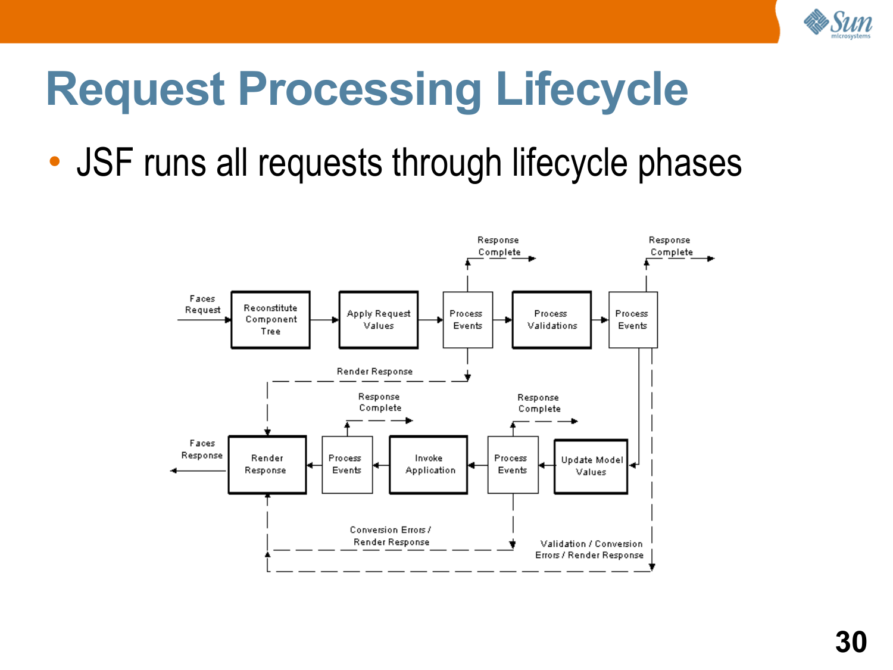# Request Processing Lifecycle

- JSF runs all requests through lifecycle phases

Faces Request
Reconstitute Component Tree
Apply Request Values
Process Events
Response Complete
Process Validations
Process Events
Response Complete
Render Response
Response Complete
Response Complete
Faces Response
Render Response
Process Events
Invoke Application
Process Events
Update Model Values
Conversion Errors / Render Response
Validation / Conversion Errors / Render Response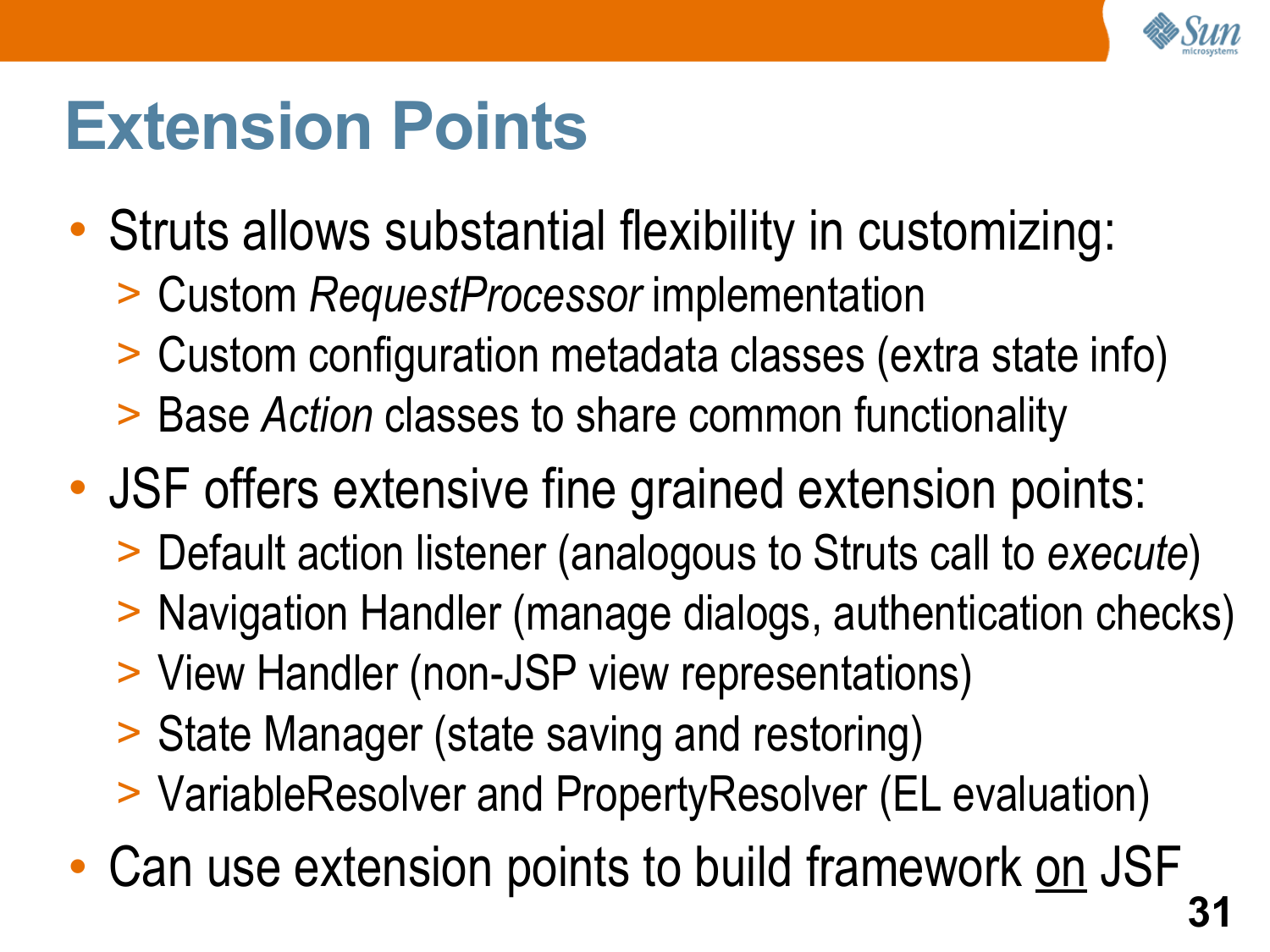# Extension Points

- Struts allows substantial flexibility in customizing:
  - Custom *RequestProcessor* implementation
  - Custom configuration metadata classes (extra state info)
  - Base *Action* classes to share common functionality
- JSF offers extensive fine grained extension points:
  - Default action listener (analogous to Struts call to *execute*)
  - Navigation Handler (manage dialogs, authentication checks)
  - View Handler (non-JSP view representations)
  - State Manager (state saving and restoring)
  - VariableResolver and PropertyResolver (EL evaluation)
- Can use extension points to build framework <u>on</u> JSF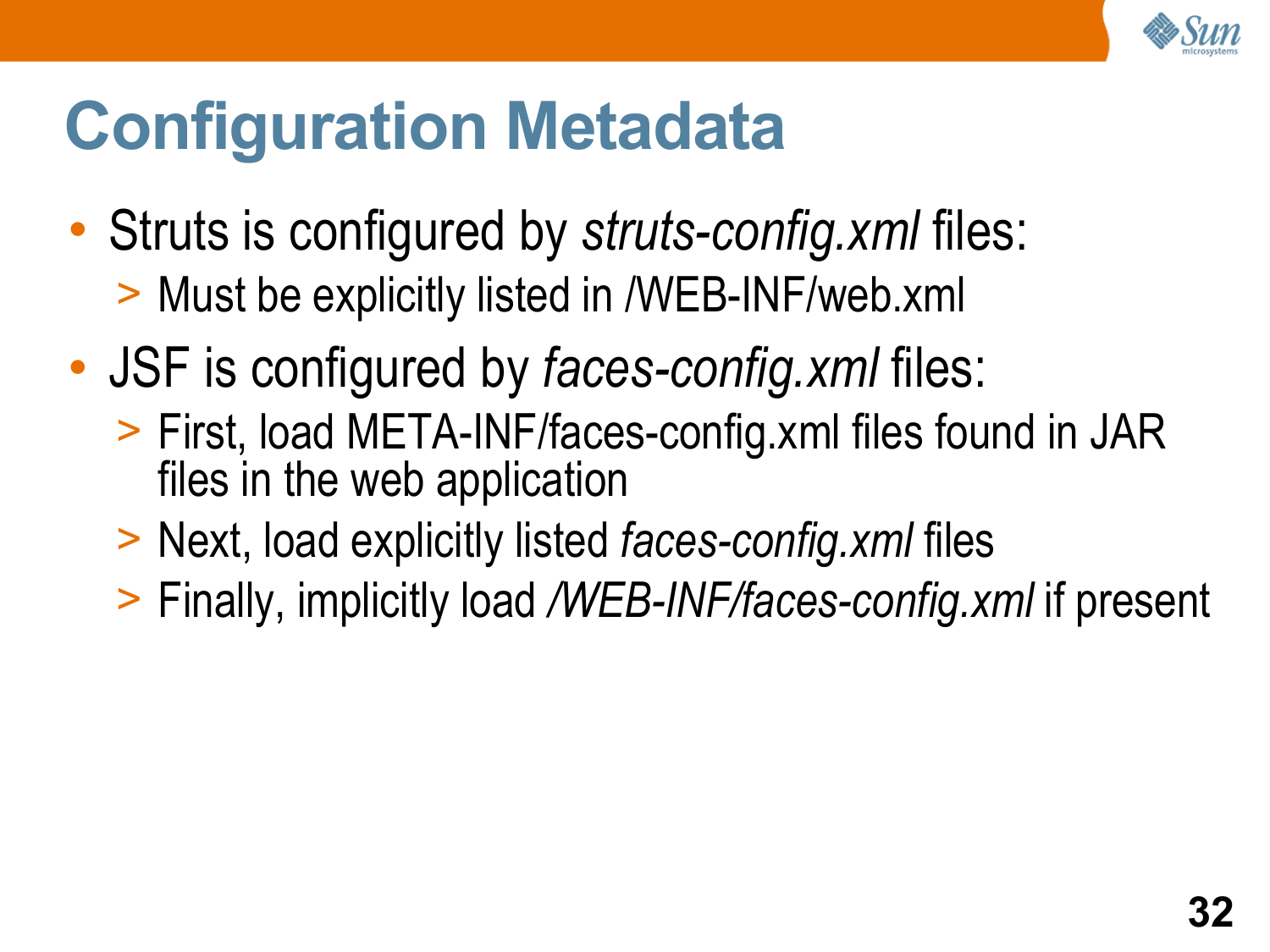# Configuration Metadata

- Struts is configured by *struts-config.xml* files:
  - Must be explicitly listed in /WEB-INF/web.xml
- JSF is configured by *faces-config.xml* files:
  - First, load META-INF/faces-config.xml files found in JAR files in the web application
  - Next, load explicitly listed *faces-config.xml* files
  - Finally, implicitly load */WEB-INF/faces-config.xml* if present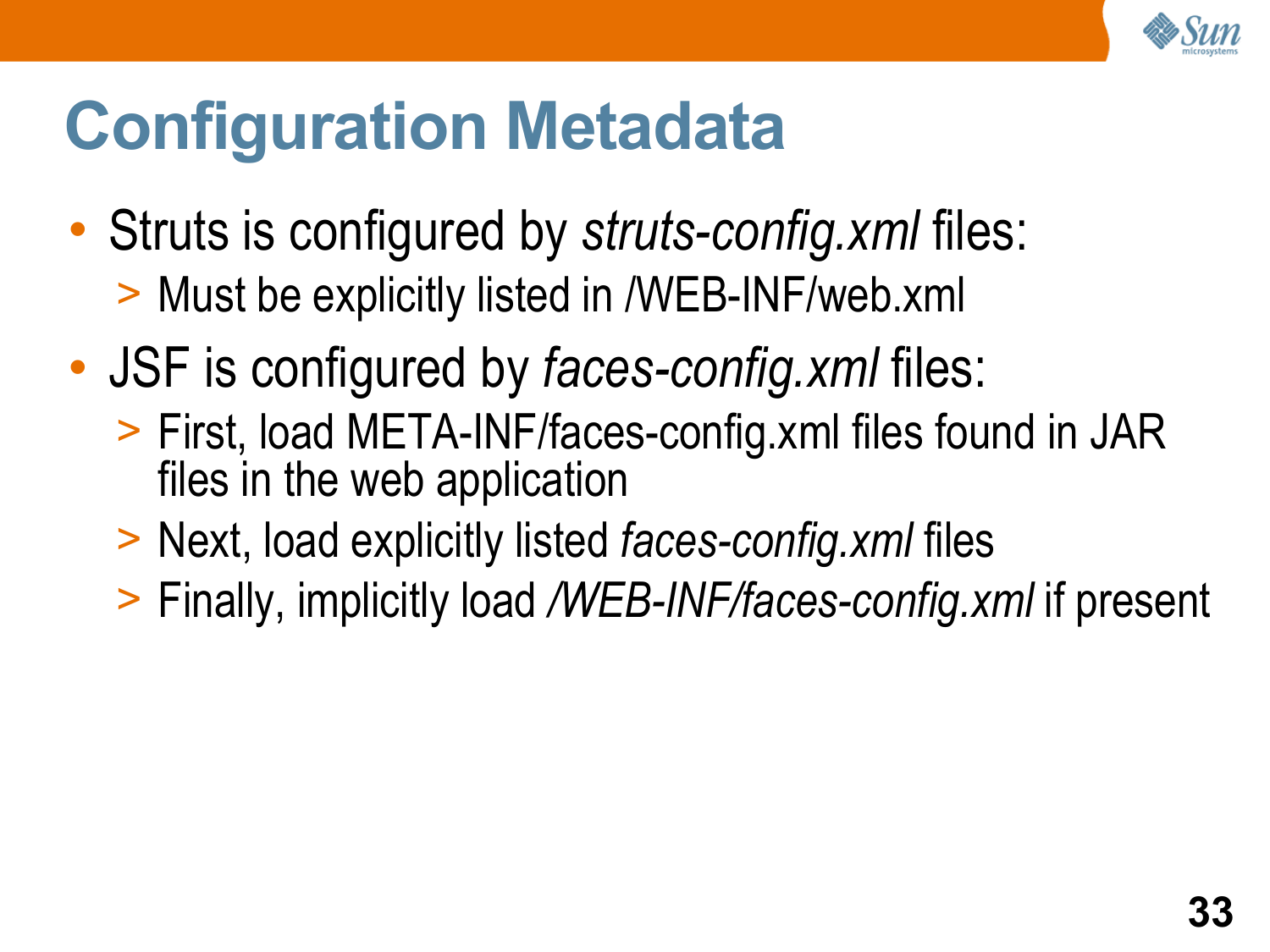# Configuration Metadata

- Struts is configured by *struts-config.xml* files:
  - Must be explicitly listed in /WEB-INF/web.xml
- JSF is configured by *faces-config.xml* files:
  - First, load META-INF/faces-config.xml files found in JAR files in the web application
  - Next, load explicitly listed *faces-config.xml* files
  - Finally, implicitly load */WEB-INF/faces-config.xml* if present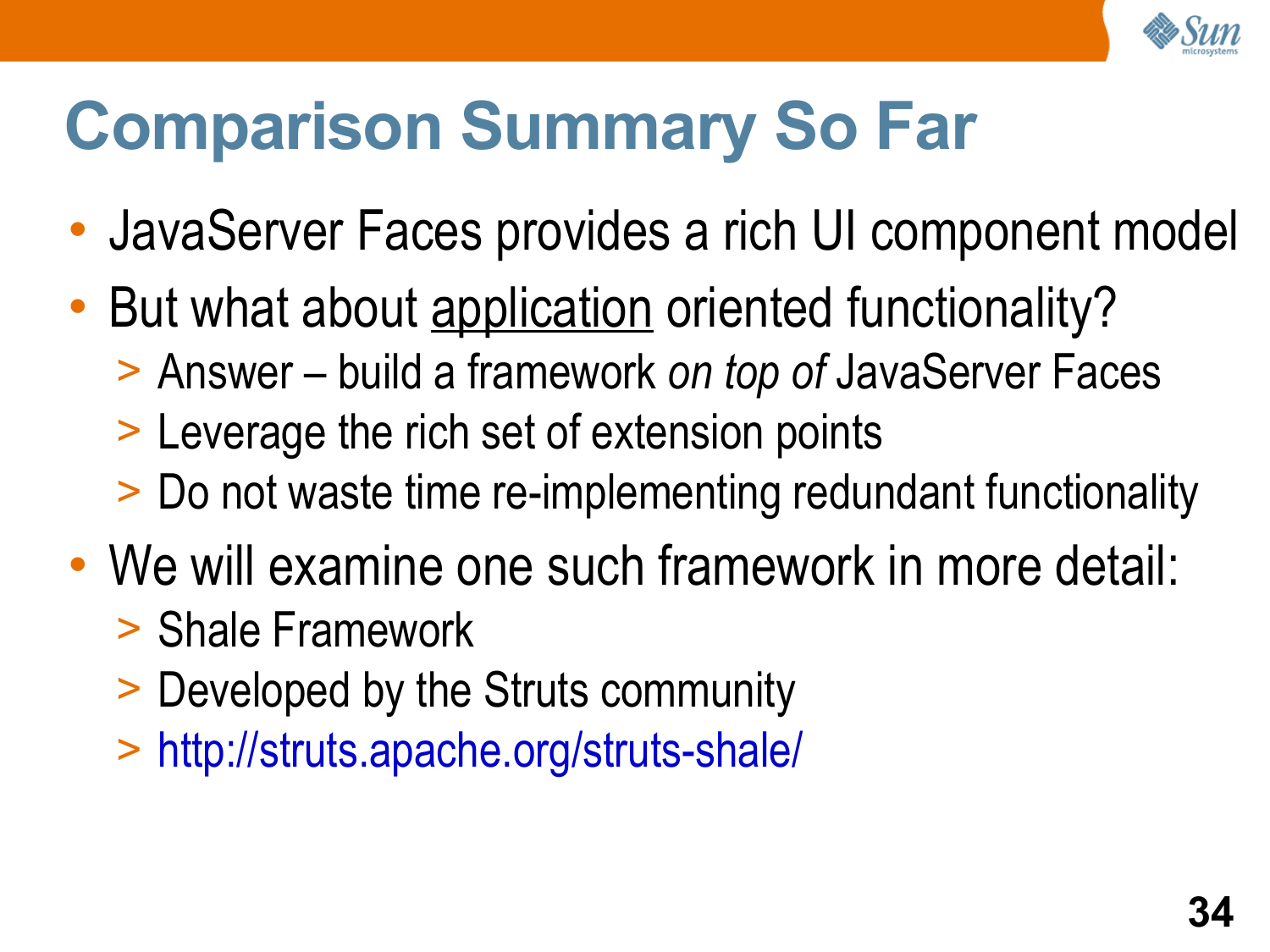# Comparison Summary So Far

- JavaServer Faces provides a rich UI component model
- But what about application oriented functionality?
  - Answer – build a framework *on top of* JavaServer Faces
  - Leverage the rich set of extension points
  - Do not waste time re-implementing redundant functionality
- We will examine one such framework in more detail:
  - Shale Framework
  - Developed by the Struts community
  - http://struts.apache.org/struts-shale/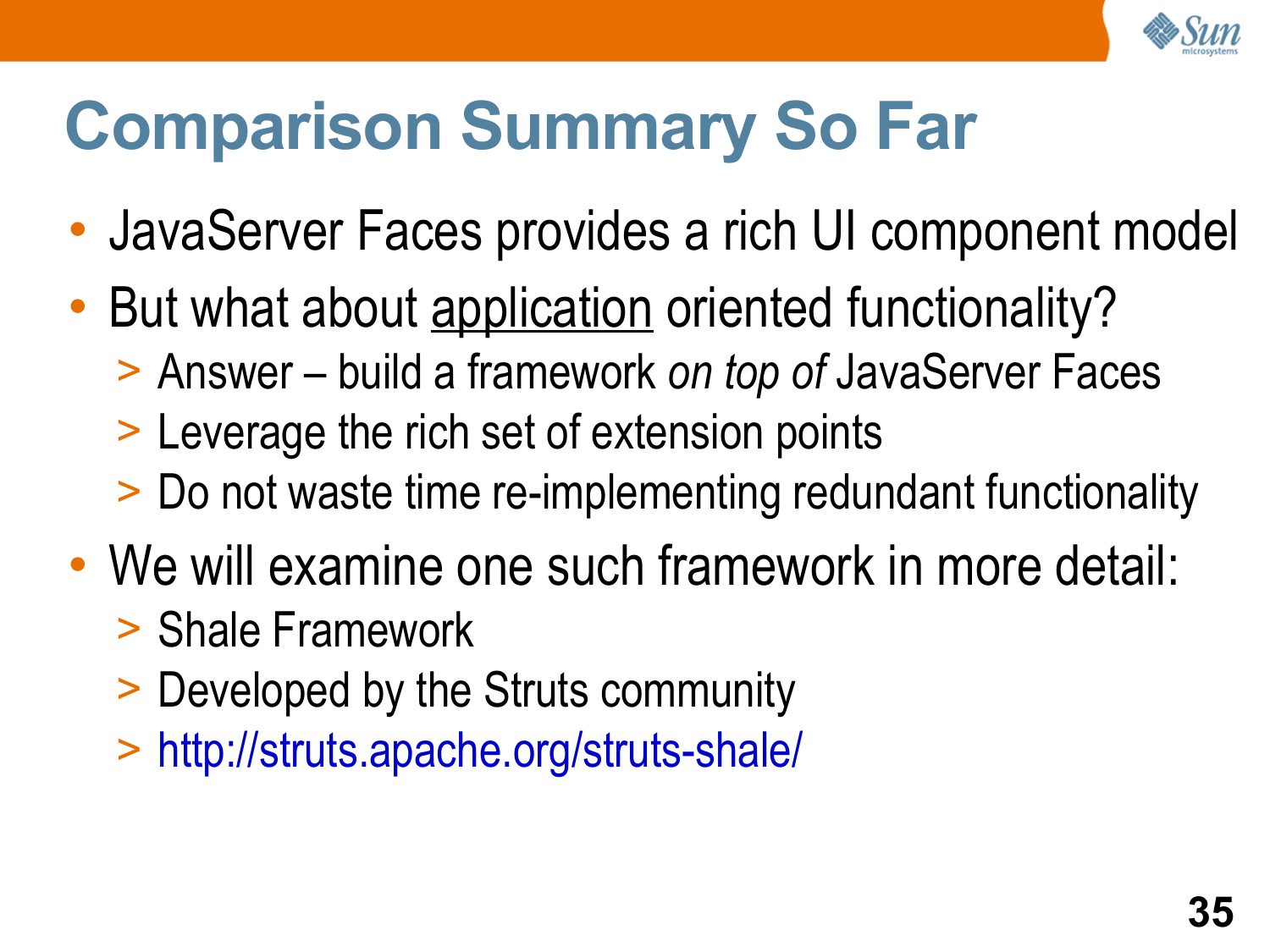# Comparison Summary So Far

- JavaServer Faces provides a rich UI component model
- But what about <u>application</u> oriented functionality?
  - Answer – build a framework *on top of* JavaServer Faces
  - Leverage the rich set of extension points
  - Do not waste time re-implementing redundant functionality
- We will examine one such framework in more detail:
  - Shale Framework
  - Developed by the Struts community
  - http://struts.apache.org/struts-shale/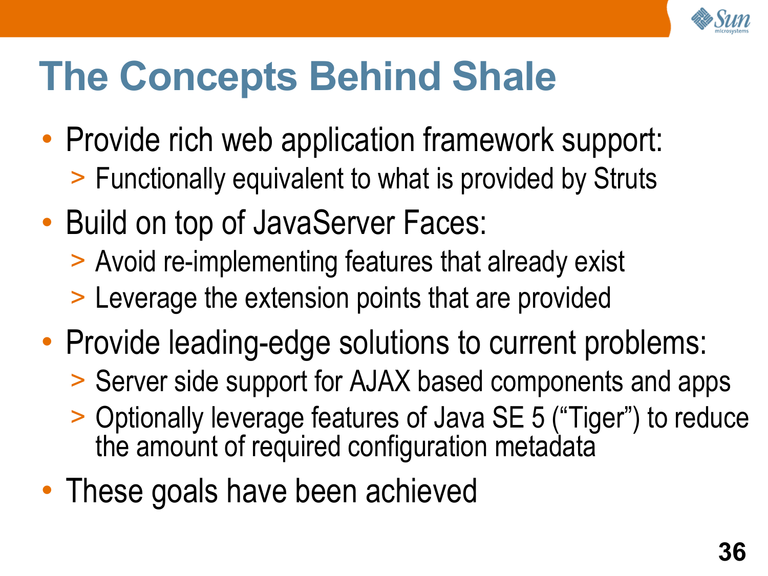# The Concepts Behind Shale

- Provide rich web application framework support:
  - Functionally equivalent to what is provided by Struts
- Build on top of JavaServer Faces:
  - Avoid re-implementing features that already exist
  - Leverage the extension points that are provided
- Provide leading-edge solutions to current problems:
  - Server side support for AJAX based components and apps
  - Optionally leverage features of Java SE 5 (“Tiger”) to reduce the amount of required configuration metadata
- These goals have been achieved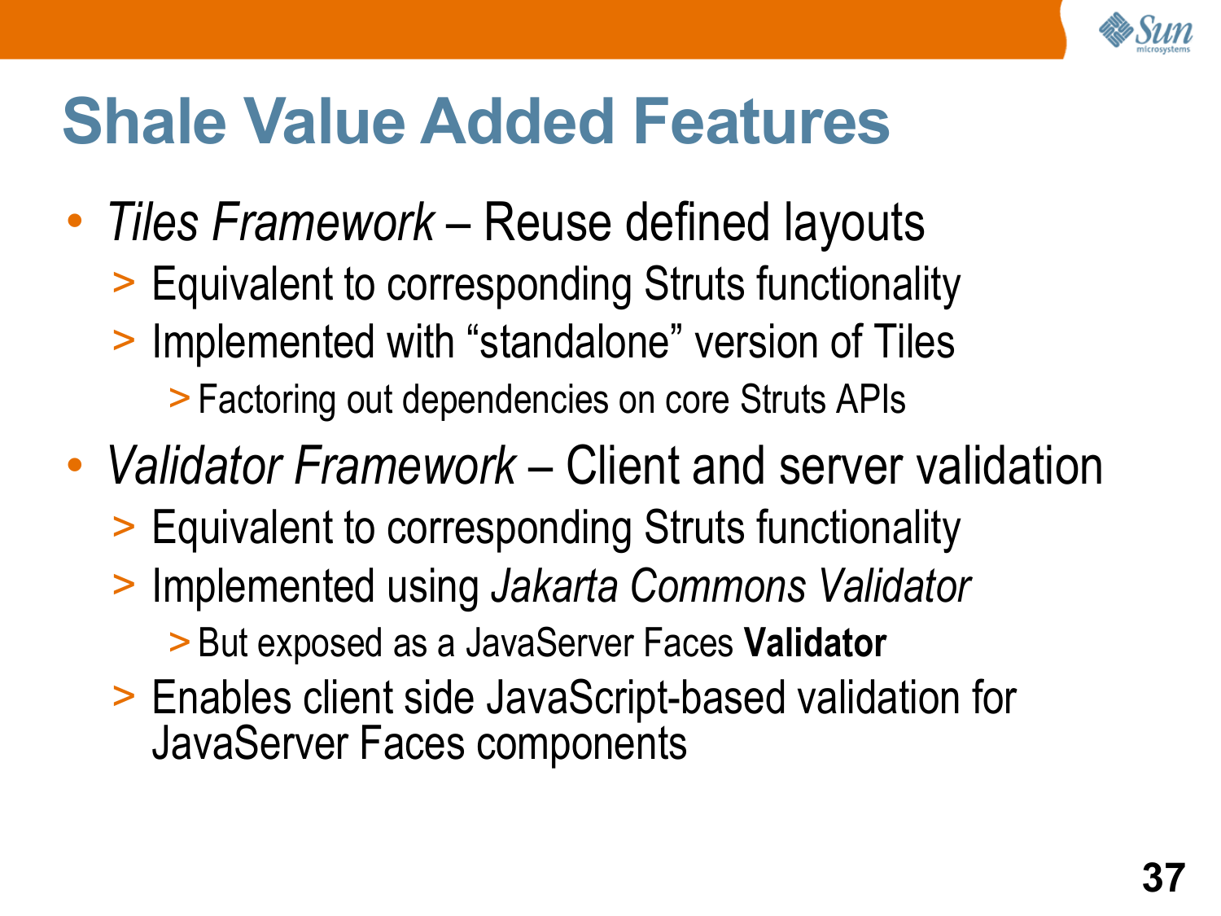# Shale Value Added Features

- *Tiles Framework* – Reuse defined layouts
  - Equivalent to corresponding Struts functionality
  - Implemented with "standalone" version of Tiles
    - Factoring out dependencies on core Struts APIs
- *Validator Framework* – Client and server validation
  - Equivalent to corresponding Struts functionality
  - Implemented using *Jakarta Commons Validator*
    - But exposed as a JavaServer Faces **Validator**
  - Enables client side JavaScript-based validation for JavaServer Faces components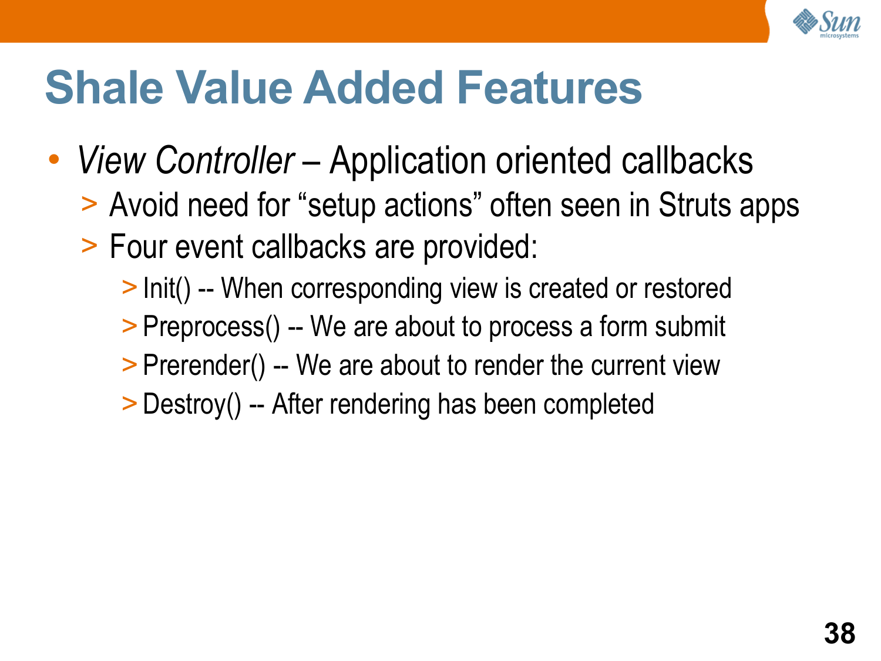# Shale Value Added Features

- *View Controller* – Application oriented callbacks
  - Avoid need for “setup actions” often seen in Struts apps
  - Four event callbacks are provided:
    - Init() -- When corresponding view is created or restored
    - Preprocess() -- We are about to process a form submit
    - Prerender() -- We are about to render the current view
    - Destroy() -- After rendering has been completed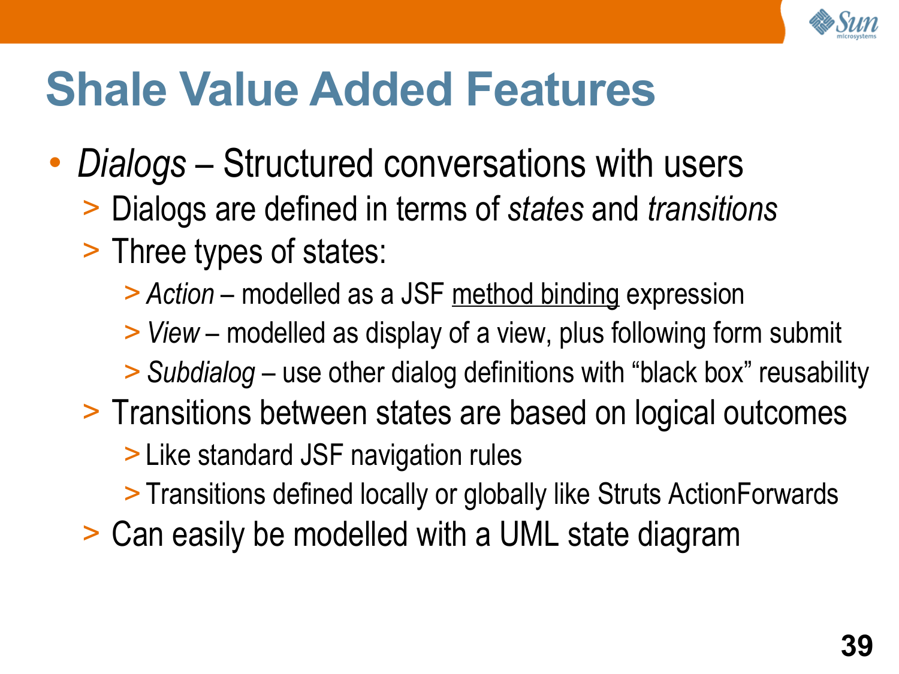# Shale Value Added Features

- *Dialogs* – Structured conversations with users
  - Dialogs are defined in terms of *states* and *transitions*
  - Three types of states:
    - *Action* – modelled as a JSF method binding expression
    - *View* – modelled as display of a view, plus following form submit
    - *Subdialog* – use other dialog definitions with “black box” reusability
  - Transitions between states are based on logical outcomes
    - Like standard JSF navigation rules
    - Transitions defined locally or globally like Struts ActionForwards
  - Can easily be modelled with a UML state diagram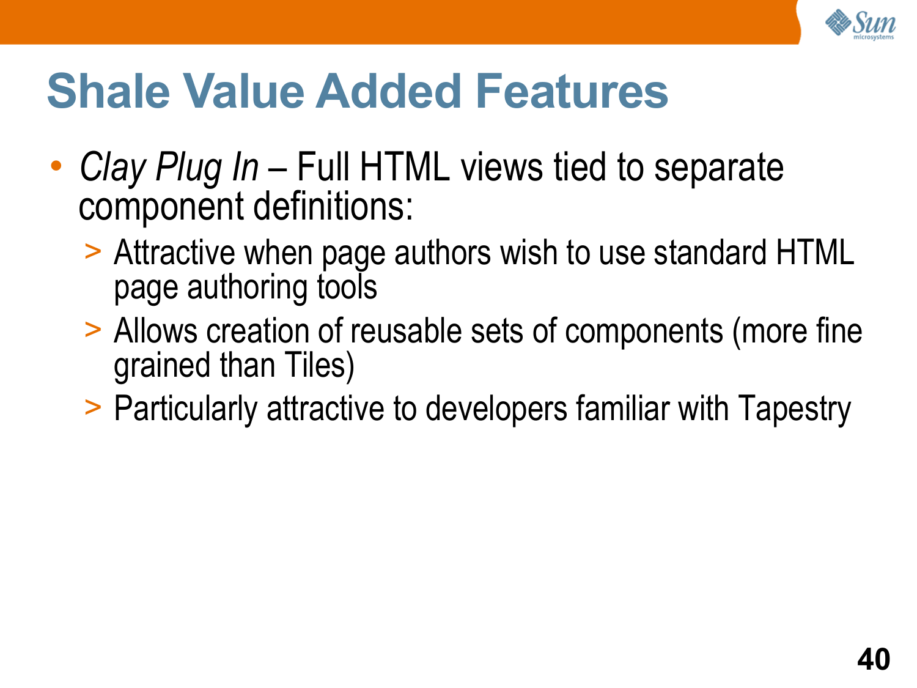# Shale Value Added Features

- *Clay Plug In* – Full HTML views tied to separate component definitions:
  - Attractive when page authors wish to use standard HTML page authoring tools
  - Allows creation of reusable sets of components (more fine grained than Tiles)
  - Particularly attractive to developers familiar with Tapestry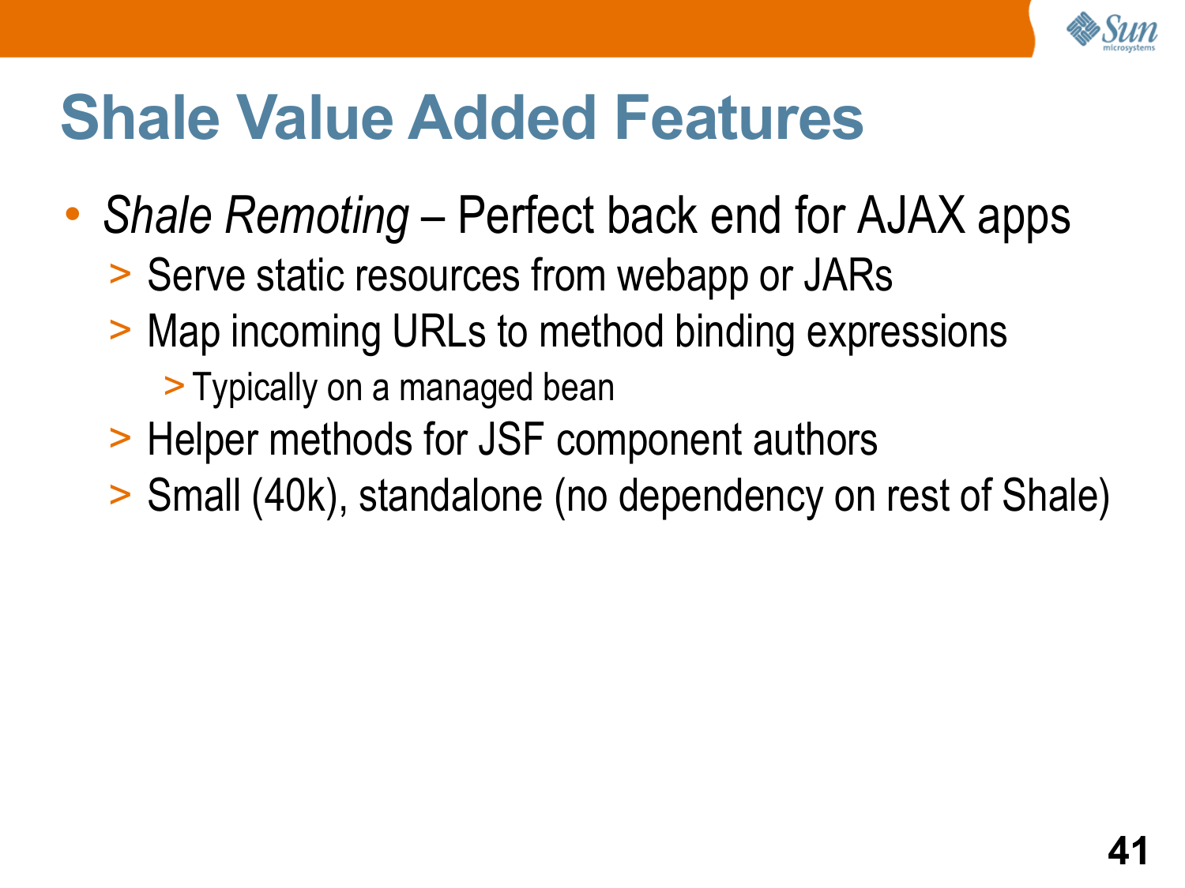# Shale Value Added Features

- *Shale Remoting* – Perfect back end for AJAX apps
  - Serve static resources from webapp or JARs
  - Map incoming URLs to method binding expressions
    - Typically on a managed bean
  - Helper methods for JSF component authors
  - Small (40k), standalone (no dependency on rest of Shale)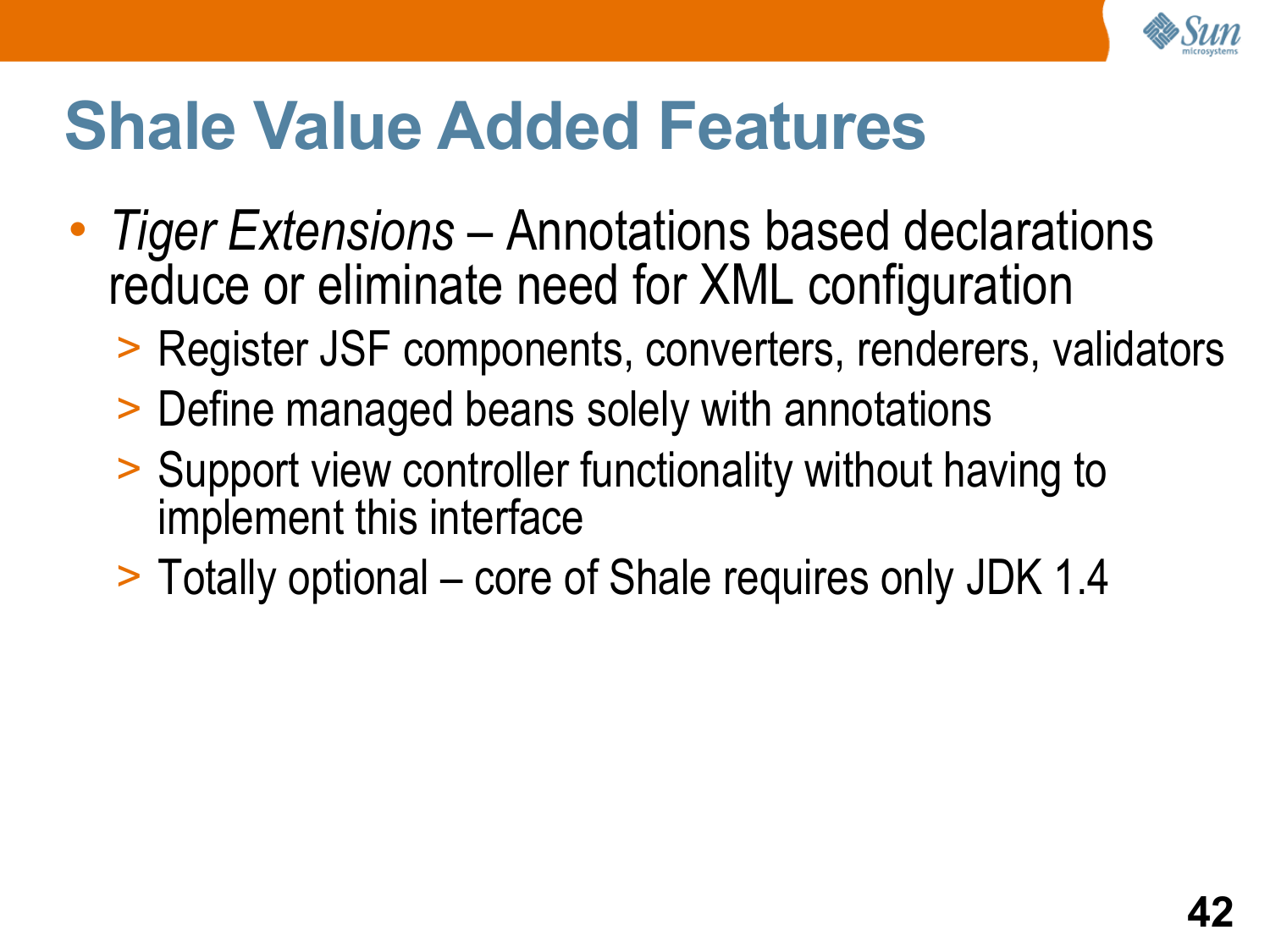# Shale Value Added Features

- *Tiger Extensions* – Annotations based declarations reduce or eliminate need for XML configuration
  - Register JSF components, converters, renderers, validators
  - Define managed beans solely with annotations
  - Support view controller functionality without having to implement this interface
  - Totally optional – core of Shale requires only JDK 1.4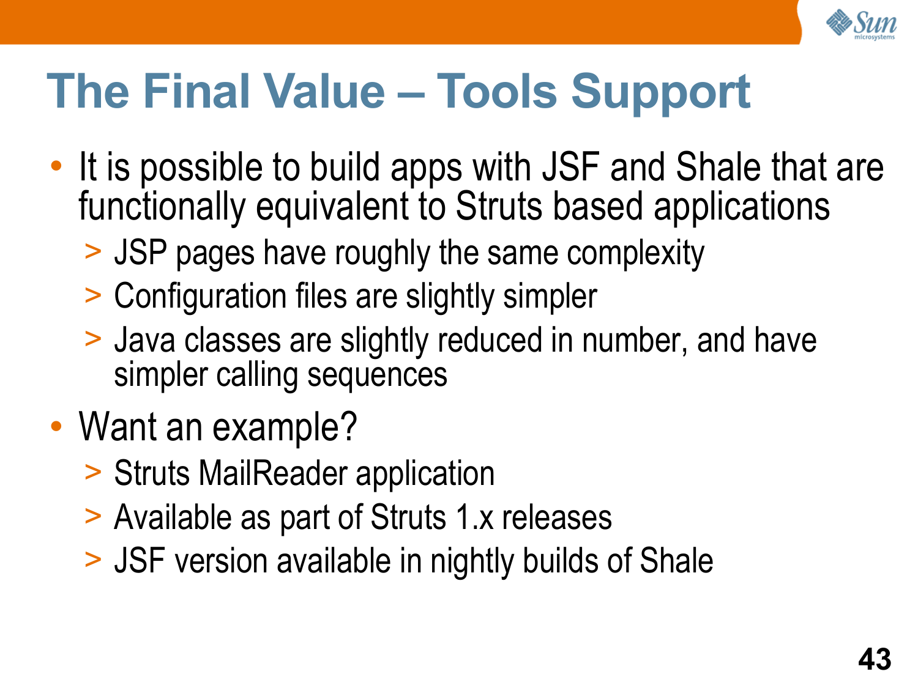# The Final Value – Tools Support

- It is possible to build apps with JSF and Shale that are functionally equivalent to Struts based applications
  - JSP pages have roughly the same complexity
  - Configuration files are slightly simpler
  - Java classes are slightly reduced in number, and have simpler calling sequences
- Want an example?
  - Struts MailReader application
  - Available as part of Struts 1.x releases
  - JSF version available in nightly builds of Shale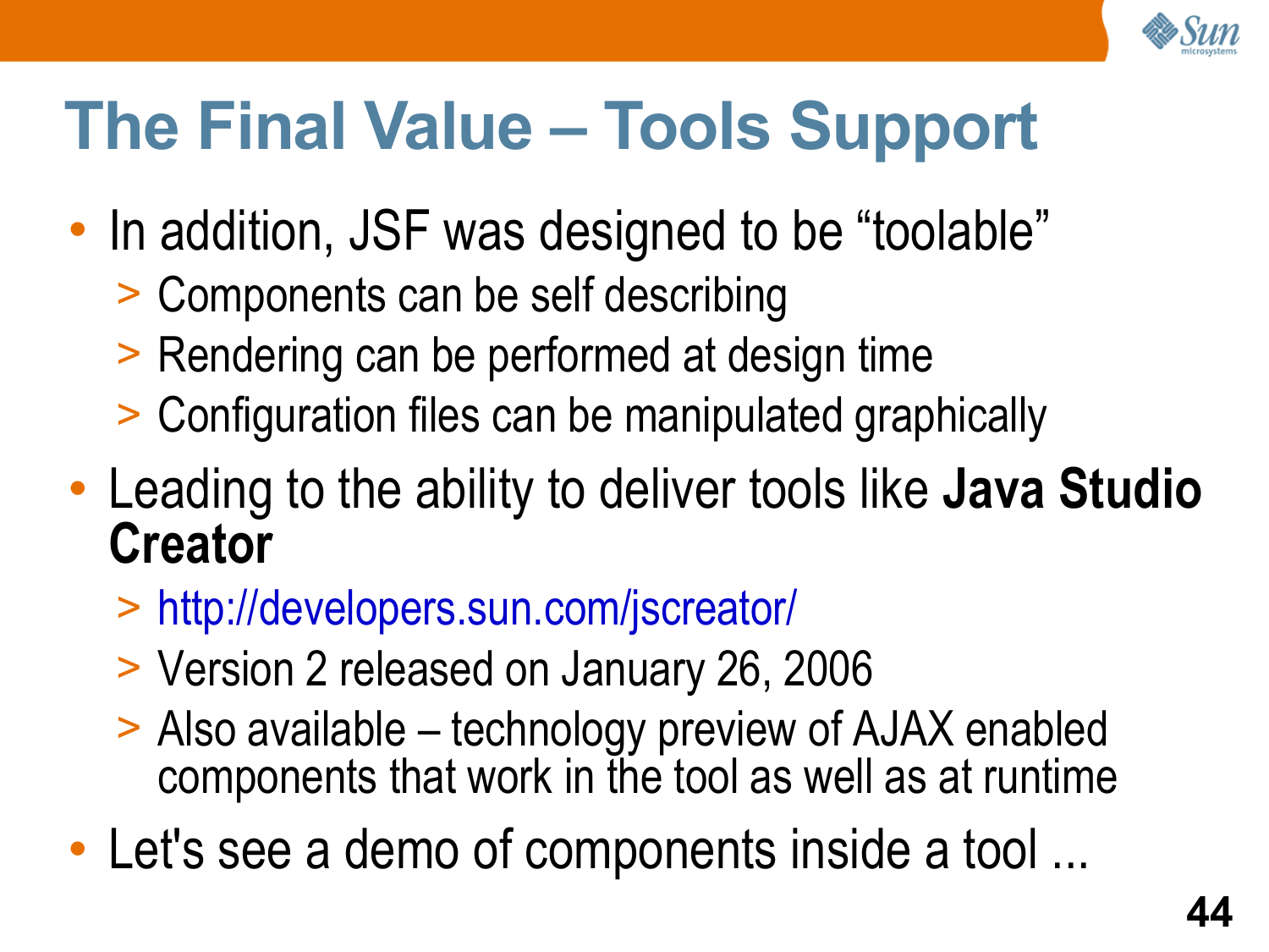# The Final Value – Tools Support

- In addition, JSF was designed to be “toolable”
  - Components can be self describing
  - Rendering can be performed at design time
  - Configuration files can be manipulated graphically
- Leading to the ability to deliver tools like **Java Studio Creator**
  - http://developers.sun.com/jscreator/
  - Version 2 released on January 26, 2006
  - Also available – technology preview of AJAX enabled components that work in the tool as well as at runtime
- Let's see a demo of components inside a tool ...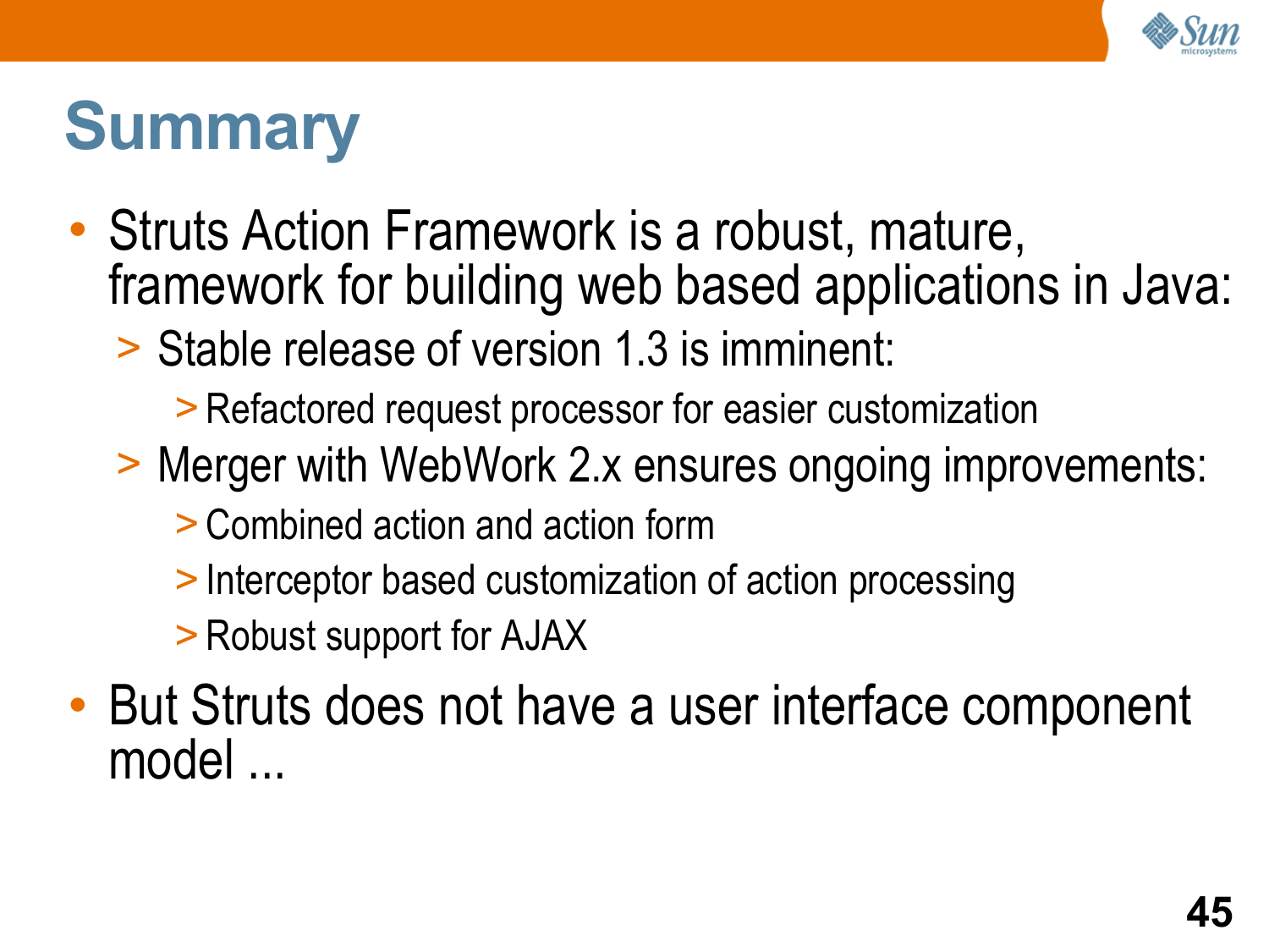# Summary

- Struts Action Framework is a robust, mature, framework for building web based applications in Java:
  - Stable release of version 1.3 is imminent:
    - Refactored request processor for easier customization
  - Merger with WebWork 2.x ensures ongoing improvements:
    - Combined action and action form
    - Interceptor based customization of action processing
    - Robust support for AJAX
- But Struts does not have a user interface component model ...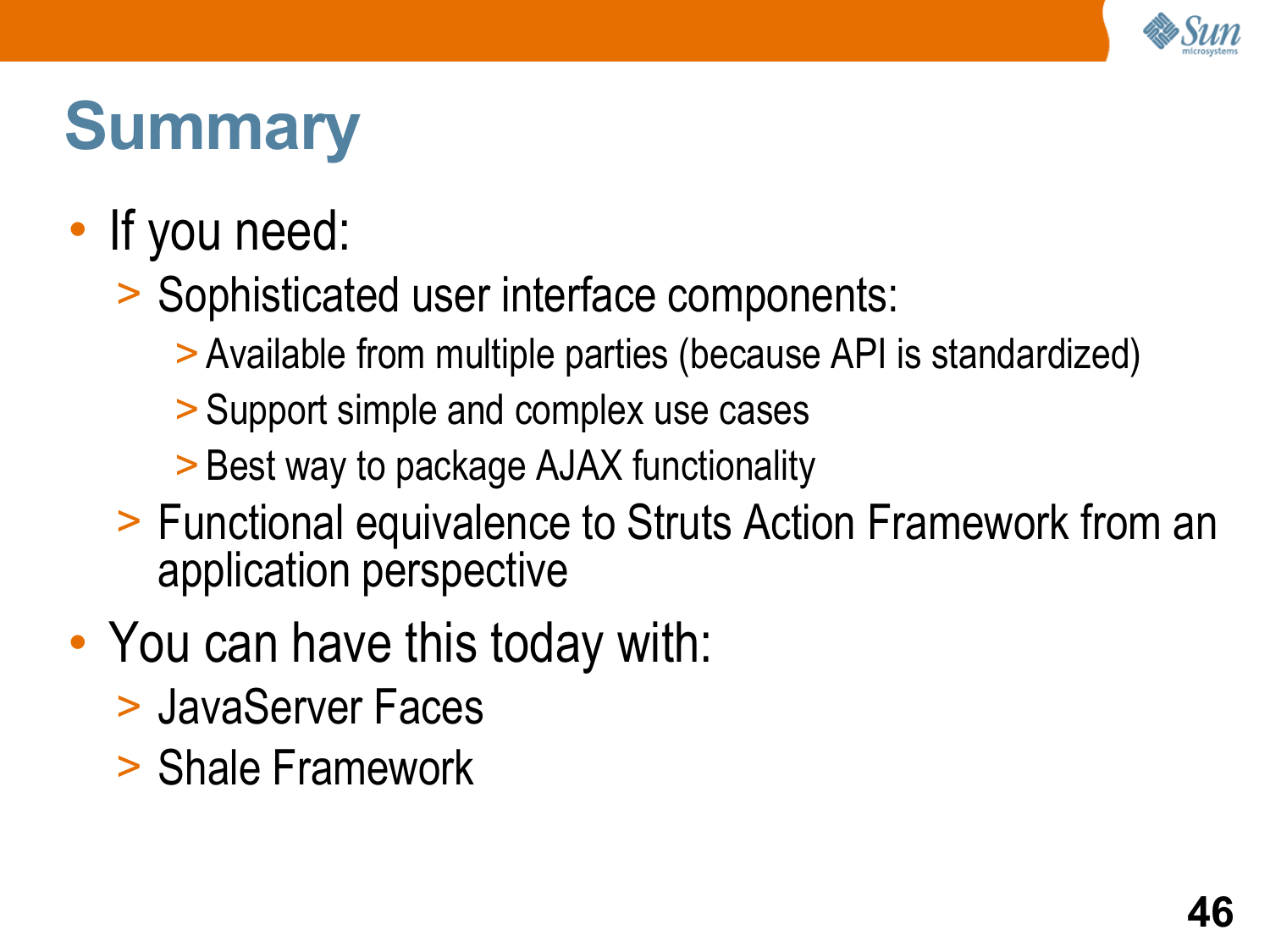# Summary

- If you need:
  - Sophisticated user interface components:
    - Available from multiple parties (because API is standardized)
    - Support simple and complex use cases
    - Best way to package AJAX functionality
  - Functional equivalence to Struts Action Framework from an application perspective
- You can have this today with:
  - JavaServer Faces
  - Shale Framework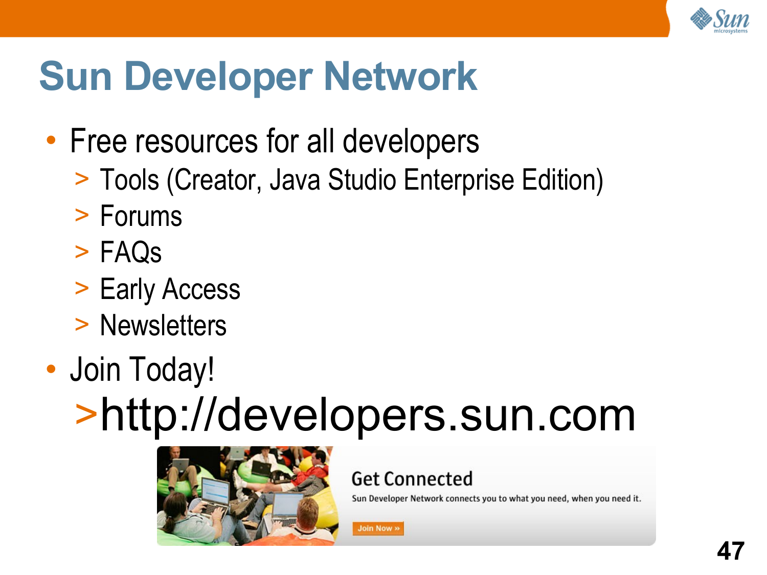# Sun Developer Network

- Free resources for all developers
  - Tools (Creator, Java Studio Enterprise Edition)
  - Forums
  - FAQs
  - Early Access
  - Newsletters
- Join Today!
  - http://developers.sun.com

Get Connected

Sun Developer Network connects you to what you need, when you need it.

Join Now »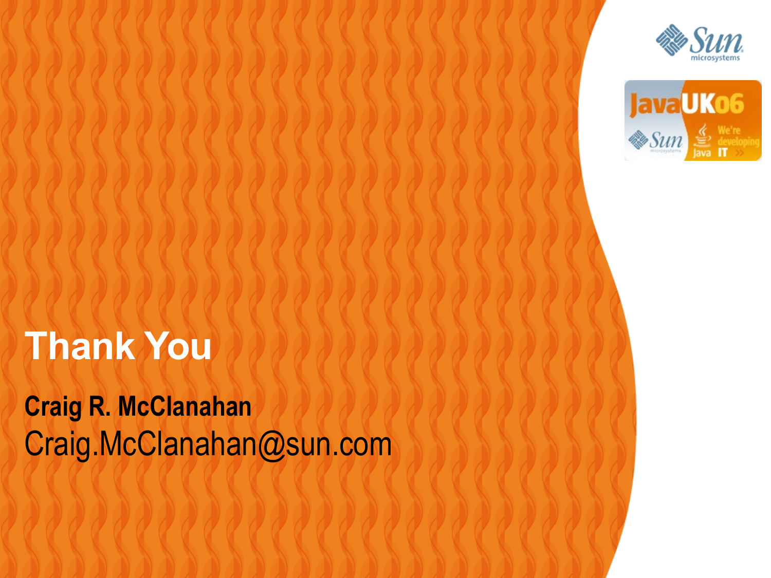# Thank You

**Craig R. McClanahan**

Craig.McClanahan@sun.com